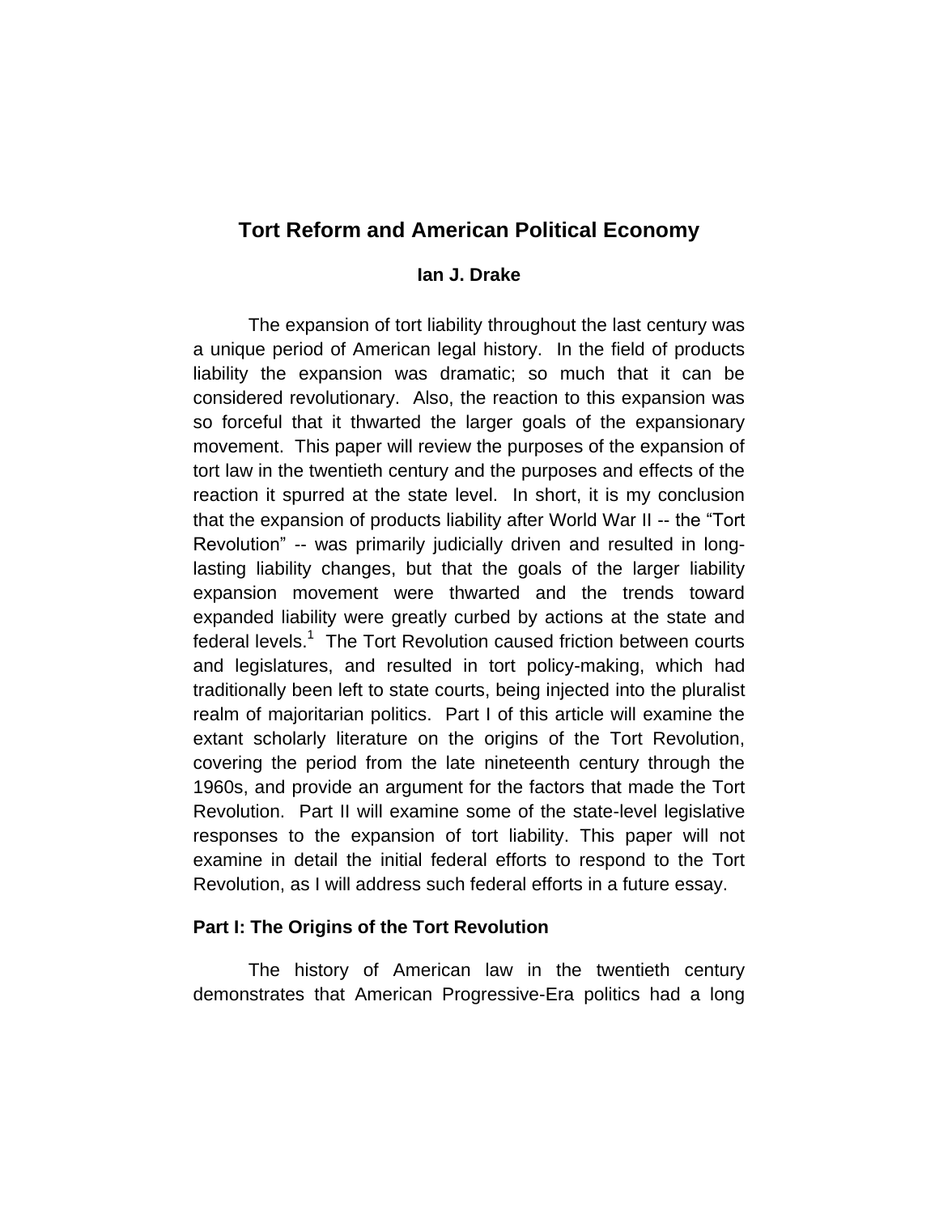# Tort Reform and American Political Economy

**Ian J. Drake**

The expansion of tort liability throughout the last century was a unique period of American legal history. In the field of products liability the expansion was dramatic; so much that it can be considered revolutionary. Also, the reaction to this expansion was so forceful that it thwarted the larger goals of the expansionary movement. This paper will review the purposes of the expansion of tort law in the twentieth century and the purposes and effects of the reaction it spurred at the state level. In short, it is my conclusion that the expansion of products liability after World War II -- the "Tort Revolution" -- was primarily judicially driven and resulted in long-lasting liability changes, but that the goals of the larger liability expansion movement were thwarted and the trends toward expanded liability were greatly curbed by actions at the state and federal levels.[1] The Tort Revolution caused friction between courts and legislatures, and resulted in tort policy-making, which had traditionally been left to state courts, being injected into the pluralist realm of majoritarian politics. Part I of this article will examine the extant scholarly literature on the origins of the Tort Revolution, covering the period from the late nineteenth century through the 1960s, and provide an argument for the factors that made the Tort Revolution. Part II will examine some of the state-level legislative responses to the expansion of tort liability. This paper will not examine in detail the initial federal efforts to respond to the Tort Revolution, as I will address such federal efforts in a future essay.

## Part I: The Origins of the Tort Revolution

The history of American law in the twentieth century demonstrates that American Progressive-Era politics had a long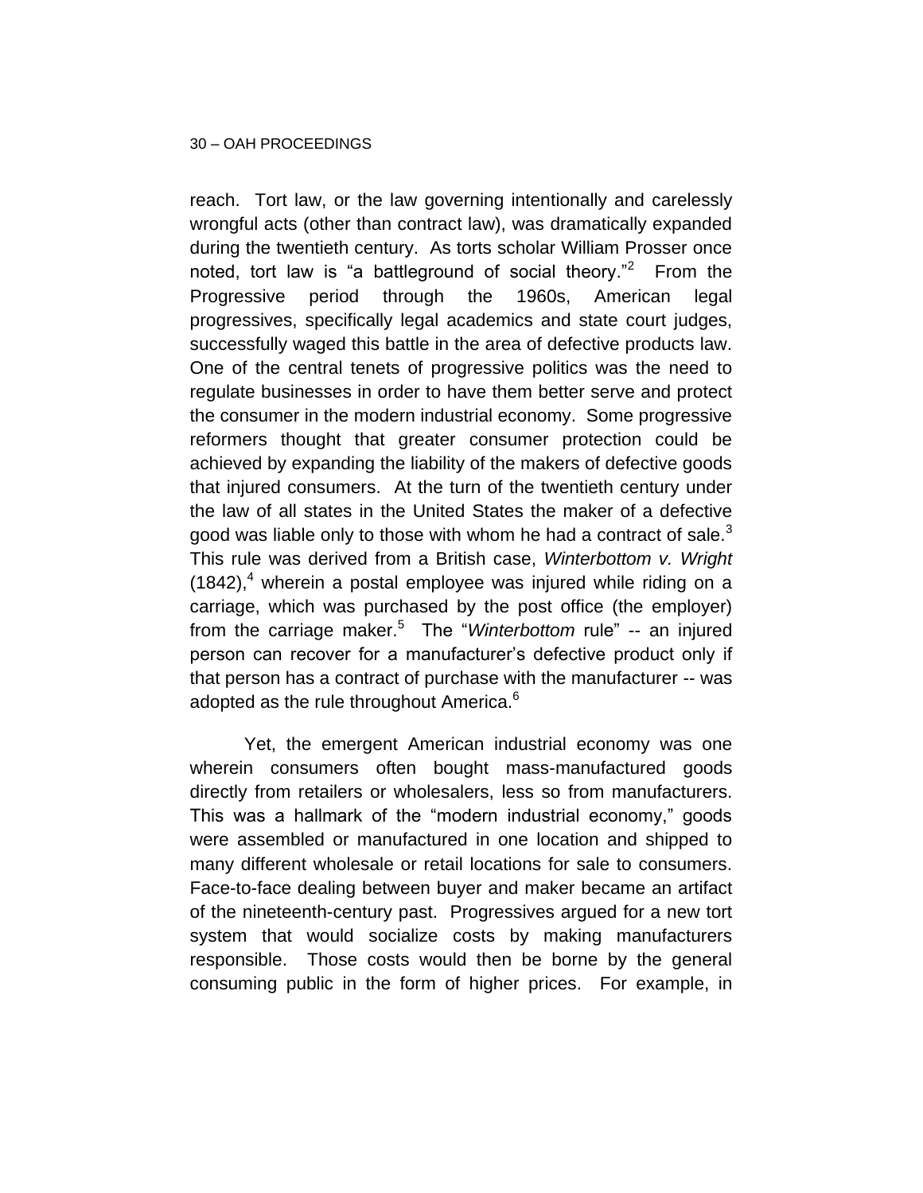reach. Tort law, or the law governing intentionally and carelessly wrongful acts (other than contract law), was dramatically expanded during the twentieth century. As torts scholar William Prosser once noted, tort law is "a battleground of social theory."[2] From the Progressive period through the 1960s, American legal progressives, specifically legal academics and state court judges, successfully waged this battle in the area of defective products law. One of the central tenets of progressive politics was the need to regulate businesses in order to have them better serve and protect the consumer in the modern industrial economy. Some progressive reformers thought that greater consumer protection could be achieved by expanding the liability of the makers of defective goods that injured consumers. At the turn of the twentieth century under the law of all states in the United States the maker of a defective good was liable only to those with whom he had a contract of sale.[3] This rule was derived from a British case, *Winterbottom v. Wright* (1842),[4] wherein a postal employee was injured while riding on a carriage, which was purchased by the post office (the employer) from the carriage maker.[5] The "*Winterbottom* rule" -- an injured person can recover for a manufacturer's defective product only if that person has a contract of purchase with the manufacturer -- was adopted as the rule throughout America.[6]

Yet, the emergent American industrial economy was one wherein consumers often bought mass-manufactured goods directly from retailers or wholesalers, less so from manufacturers. This was a hallmark of the "modern industrial economy," goods were assembled or manufactured in one location and shipped to many different wholesale or retail locations for sale to consumers. Face-to-face dealing between buyer and maker became an artifact of the nineteenth-century past. Progressives argued for a new tort system that would socialize costs by making manufacturers responsible. Those costs would then be borne by the general consuming public in the form of higher prices. For example, in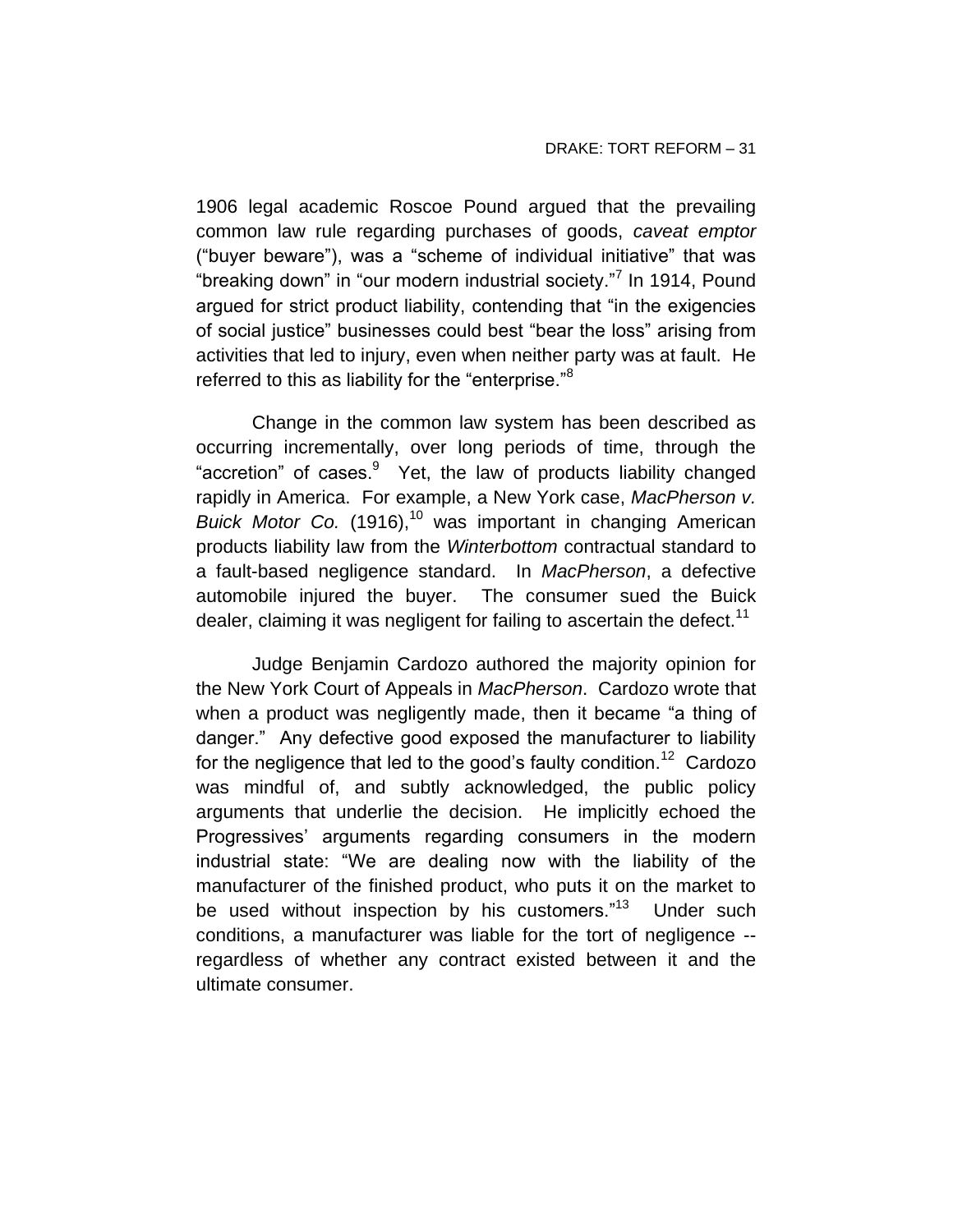1906 legal academic Roscoe Pound argued that the prevailing common law rule regarding purchases of goods, *caveat emptor* ("buyer beware"), was a "scheme of individual initiative" that was "breaking down" in "our modern industrial society."[7] In 1914, Pound argued for strict product liability, contending that "in the exigencies of social justice" businesses could best "bear the loss" arising from activities that led to injury, even when neither party was at fault. He referred to this as liability for the "enterprise."[8]

Change in the common law system has been described as occurring incrementally, over long periods of time, through the "accretion" of cases.[9] Yet, the law of products liability changed rapidly in America. For example, a New York case, *MacPherson v. Buick Motor Co.* (1916),[10] was important in changing American products liability law from the *Winterbottom* contractual standard to a fault-based negligence standard. In *MacPherson*, a defective automobile injured the buyer. The consumer sued the Buick dealer, claiming it was negligent for failing to ascertain the defect.[11]

Judge Benjamin Cardozo authored the majority opinion for the New York Court of Appeals in *MacPherson*. Cardozo wrote that when a product was negligently made, then it became "a thing of danger." Any defective good exposed the manufacturer to liability for the negligence that led to the good's faulty condition.[12] Cardozo was mindful of, and subtly acknowledged, the public policy arguments that underlie the decision. He implicitly echoed the Progressives' arguments regarding consumers in the modern industrial state: "We are dealing now with the liability of the manufacturer of the finished product, who puts it on the market to be used without inspection by his customers."[13] Under such conditions, a manufacturer was liable for the tort of negligence -- regardless of whether any contract existed between it and the ultimate consumer.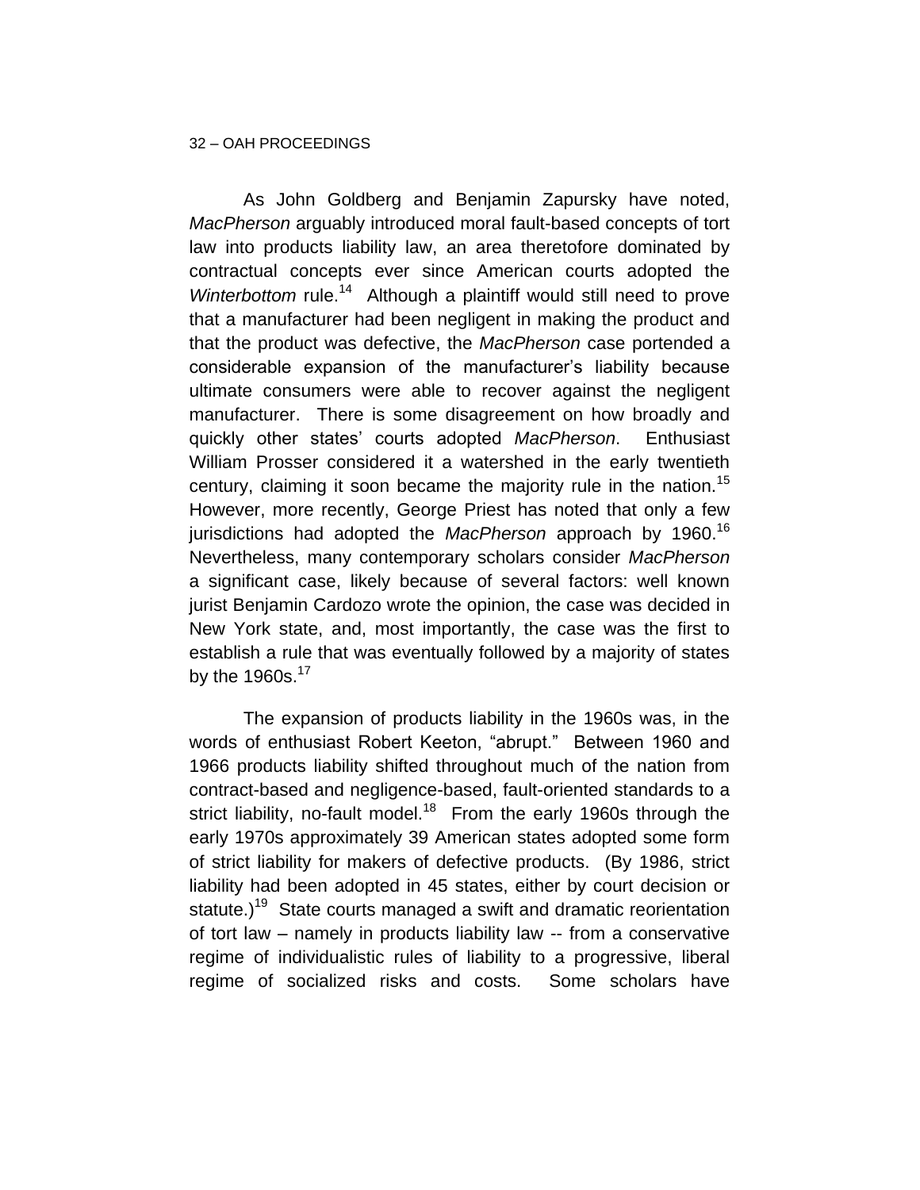As John Goldberg and Benjamin Zapursky have noted, *MacPherson* arguably introduced moral fault-based concepts of tort law into products liability law, an area theretofore dominated by contractual concepts ever since American courts adopted the *Winterbottom* rule.[14] Although a plaintiff would still need to prove that a manufacturer had been negligent in making the product and that the product was defective, the *MacPherson* case portended a considerable expansion of the manufacturer's liability because ultimate consumers were able to recover against the negligent manufacturer. There is some disagreement on how broadly and quickly other states' courts adopted *MacPherson*. Enthusiast William Prosser considered it a watershed in the early twentieth century, claiming it soon became the majority rule in the nation.[15] However, more recently, George Priest has noted that only a few jurisdictions had adopted the *MacPherson* approach by 1960.[16] Nevertheless, many contemporary scholars consider *MacPherson* a significant case, likely because of several factors: well known jurist Benjamin Cardozo wrote the opinion, the case was decided in New York state, and, most importantly, the case was the first to establish a rule that was eventually followed by a majority of states by the 1960s.[17]

The expansion of products liability in the 1960s was, in the words of enthusiast Robert Keeton, "abrupt." Between 1960 and 1966 products liability shifted throughout much of the nation from contract-based and negligence-based, fault-oriented standards to a strict liability, no-fault model.[18] From the early 1960s through the early 1970s approximately 39 American states adopted some form of strict liability for makers of defective products. (By 1986, strict liability had been adopted in 45 states, either by court decision or statute.)[19] State courts managed a swift and dramatic reorientation of tort law – namely in products liability law -- from a conservative regime of individualistic rules of liability to a progressive, liberal regime of socialized risks and costs. Some scholars have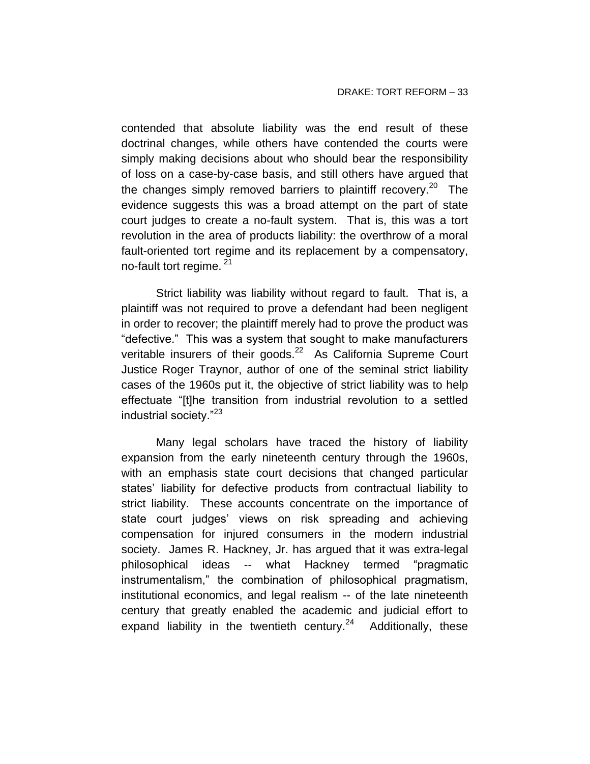contended that absolute liability was the end result of these doctrinal changes, while others have contended the courts were simply making decisions about who should bear the responsibility of loss on a case-by-case basis, and still others have argued that the changes simply removed barriers to plaintiff recovery.[20] The evidence suggests this was a broad attempt on the part of state court judges to create a no-fault system. That is, this was a tort revolution in the area of products liability: the overthrow of a moral fault-oriented tort regime and its replacement by a compensatory, no-fault tort regime.[21]

Strict liability was liability without regard to fault. That is, a plaintiff was not required to prove a defendant had been negligent in order to recover; the plaintiff merely had to prove the product was "defective." This was a system that sought to make manufacturers veritable insurers of their goods.[22] As California Supreme Court Justice Roger Traynor, author of one of the seminal strict liability cases of the 1960s put it, the objective of strict liability was to help effectuate "[t]he transition from industrial revolution to a settled industrial society."[23]

Many legal scholars have traced the history of liability expansion from the early nineteenth century through the 1960s, with an emphasis state court decisions that changed particular states' liability for defective products from contractual liability to strict liability. These accounts concentrate on the importance of state court judges' views on risk spreading and achieving compensation for injured consumers in the modern industrial society. James R. Hackney, Jr. has argued that it was extra-legal philosophical ideas -- what Hackney termed "pragmatic instrumentalism," the combination of philosophical pragmatism, institutional economics, and legal realism -- of the late nineteenth century that greatly enabled the academic and judicial effort to expand liability in the twentieth century.[24] Additionally, these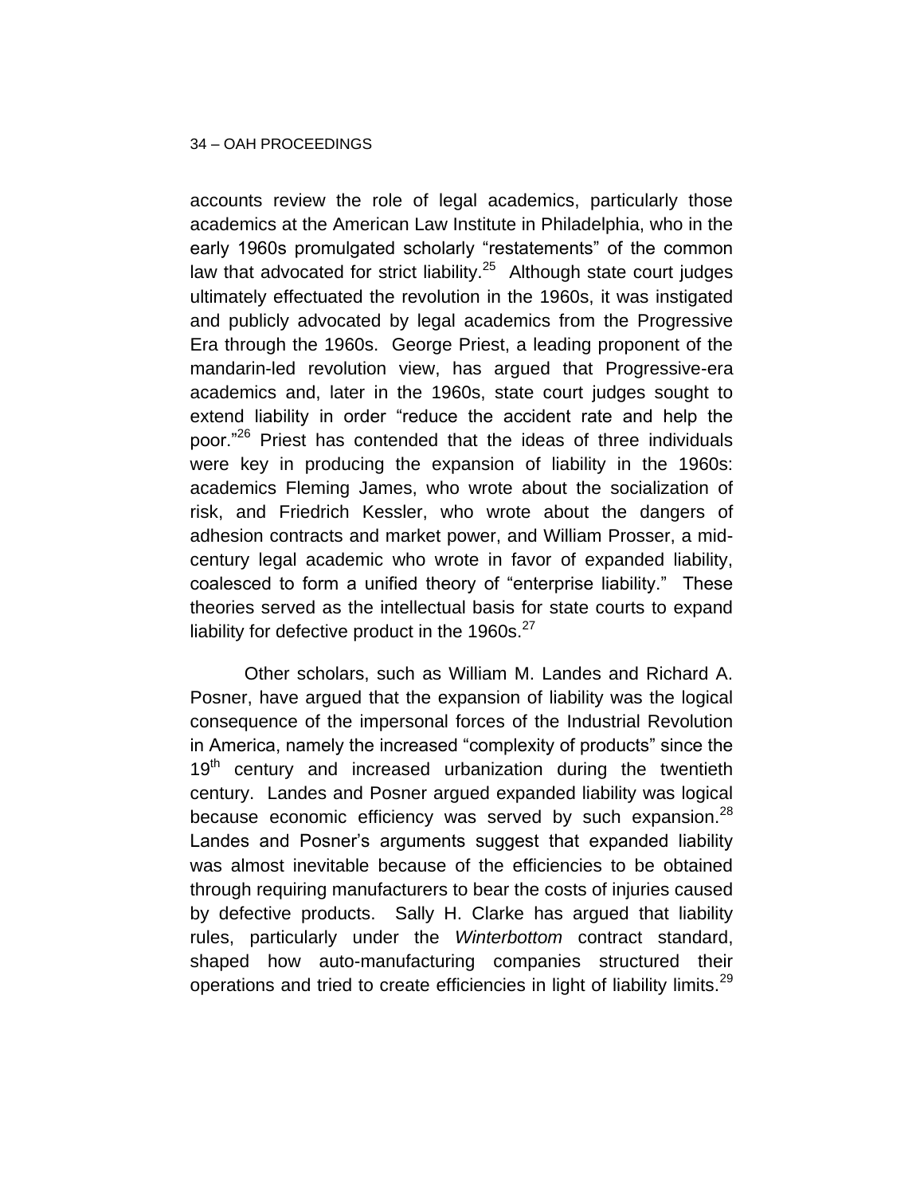accounts review the role of legal academics, particularly those academics at the American Law Institute in Philadelphia, who in the early 1960s promulgated scholarly "restatements" of the common law that advocated for strict liability.[25] Although state court judges ultimately effectuated the revolution in the 1960s, it was instigated and publicly advocated by legal academics from the Progressive Era through the 1960s. George Priest, a leading proponent of the mandarin-led revolution view, has argued that Progressive-era academics and, later in the 1960s, state court judges sought to extend liability in order "reduce the accident rate and help the poor."[26] Priest has contended that the ideas of three individuals were key in producing the expansion of liability in the 1960s: academics Fleming James, who wrote about the socialization of risk, and Friedrich Kessler, who wrote about the dangers of adhesion contracts and market power, and William Prosser, a mid-century legal academic who wrote in favor of expanded liability, coalesced to form a unified theory of "enterprise liability." These theories served as the intellectual basis for state courts to expand liability for defective product in the 1960s.[27]

Other scholars, such as William M. Landes and Richard A. Posner, have argued that the expansion of liability was the logical consequence of the impersonal forces of the Industrial Revolution in America, namely the increased "complexity of products" since the 19th century and increased urbanization during the twentieth century. Landes and Posner argued expanded liability was logical because economic efficiency was served by such expansion.[28] Landes and Posner's arguments suggest that expanded liability was almost inevitable because of the efficiencies to be obtained through requiring manufacturers to bear the costs of injuries caused by defective products. Sally H. Clarke has argued that liability rules, particularly under the *Winterbottom* contract standard, shaped how auto-manufacturing companies structured their operations and tried to create efficiencies in light of liability limits.[29]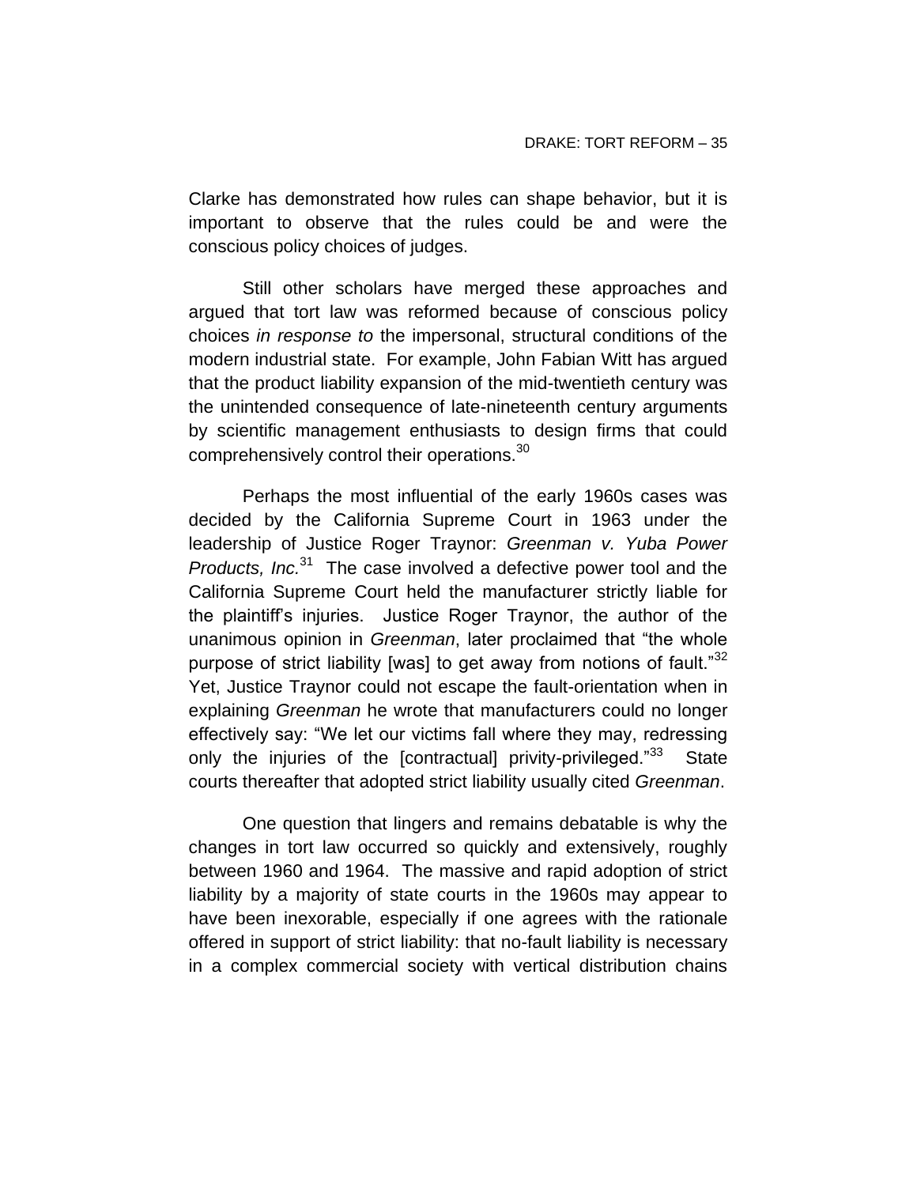Clarke has demonstrated how rules can shape behavior, but it is important to observe that the rules could be and were the conscious policy choices of judges.

Still other scholars have merged these approaches and argued that tort law was reformed because of conscious policy choices *in response to* the impersonal, structural conditions of the modern industrial state. For example, John Fabian Witt has argued that the product liability expansion of the mid-twentieth century was the unintended consequence of late-nineteenth century arguments by scientific management enthusiasts to design firms that could comprehensively control their operations.[30]

Perhaps the most influential of the early 1960s cases was decided by the California Supreme Court in 1963 under the leadership of Justice Roger Traynor: *Greenman v. Yuba Power Products, Inc.*[31] The case involved a defective power tool and the California Supreme Court held the manufacturer strictly liable for the plaintiff's injuries. Justice Roger Traynor, the author of the unanimous opinion in *Greenman*, later proclaimed that "the whole purpose of strict liability [was] to get away from notions of fault."[32] Yet, Justice Traynor could not escape the fault-orientation when in explaining *Greenman* he wrote that manufacturers could no longer effectively say: "We let our victims fall where they may, redressing only the injuries of the [contractual] privity-privileged."[33] State courts thereafter that adopted strict liability usually cited *Greenman*.

One question that lingers and remains debatable is why the changes in tort law occurred so quickly and extensively, roughly between 1960 and 1964. The massive and rapid adoption of strict liability by a majority of state courts in the 1960s may appear to have been inexorable, especially if one agrees with the rationale offered in support of strict liability: that no-fault liability is necessary in a complex commercial society with vertical distribution chains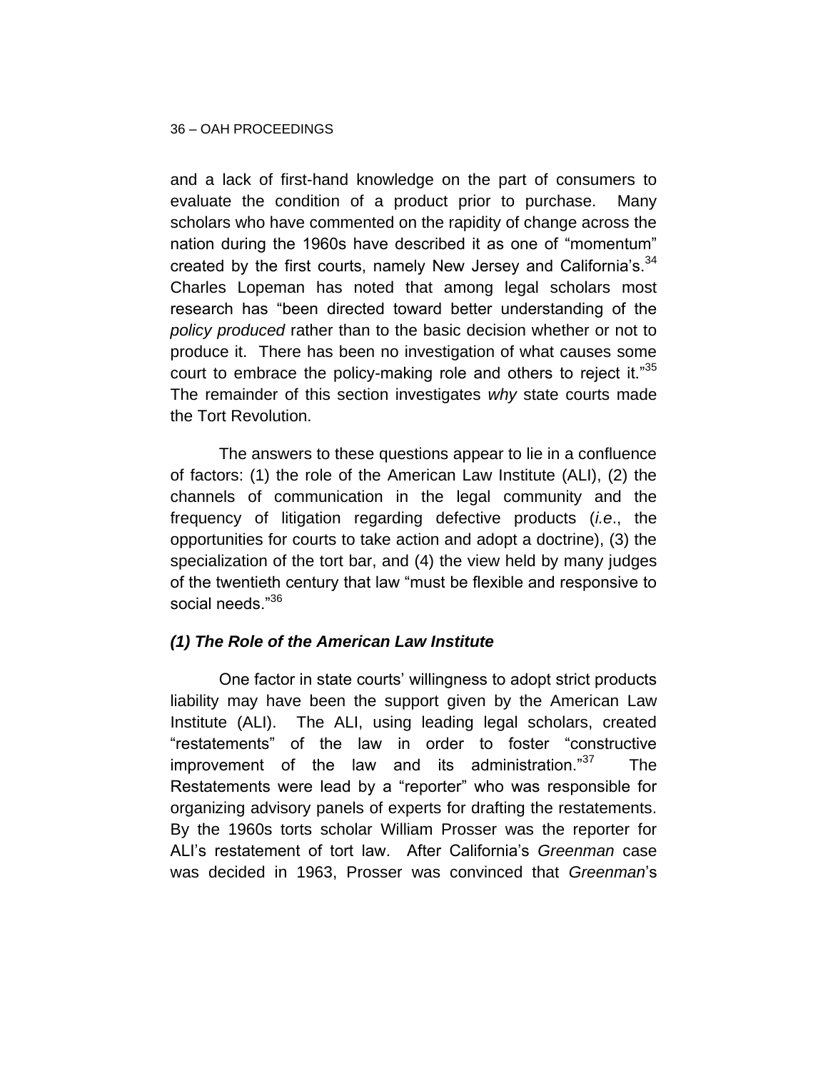and a lack of first-hand knowledge on the part of consumers to evaluate the condition of a product prior to purchase. Many scholars who have commented on the rapidity of change across the nation during the 1960s have described it as one of "momentum" created by the first courts, namely New Jersey and California's.[34] Charles Lopeman has noted that among legal scholars most research has "been directed toward better understanding of the *policy produced* rather than to the basic decision whether or not to produce it. There has been no investigation of what causes some court to embrace the policy-making role and others to reject it."[35] The remainder of this section investigates *why* state courts made the Tort Revolution.

The answers to these questions appear to lie in a confluence of factors: (1) the role of the American Law Institute (ALI), (2) the channels of communication in the legal community and the frequency of litigation regarding defective products (*i.e*., the opportunities for courts to take action and adopt a doctrine), (3) the specialization of the tort bar, and (4) the view held by many judges of the twentieth century that law "must be flexible and responsive to social needs."[36]

### *(1) The Role of the American Law Institute*

One factor in state courts' willingness to adopt strict products liability may have been the support given by the American Law Institute (ALI). The ALI, using leading legal scholars, created "restatements" of the law in order to foster "constructive improvement of the law and its administration."[37] The Restatements were lead by a "reporter" who was responsible for organizing advisory panels of experts for drafting the restatements. By the 1960s torts scholar William Prosser was the reporter for ALI's restatement of tort law. After California's *Greenman* case was decided in 1963, Prosser was convinced that *Greenman*'s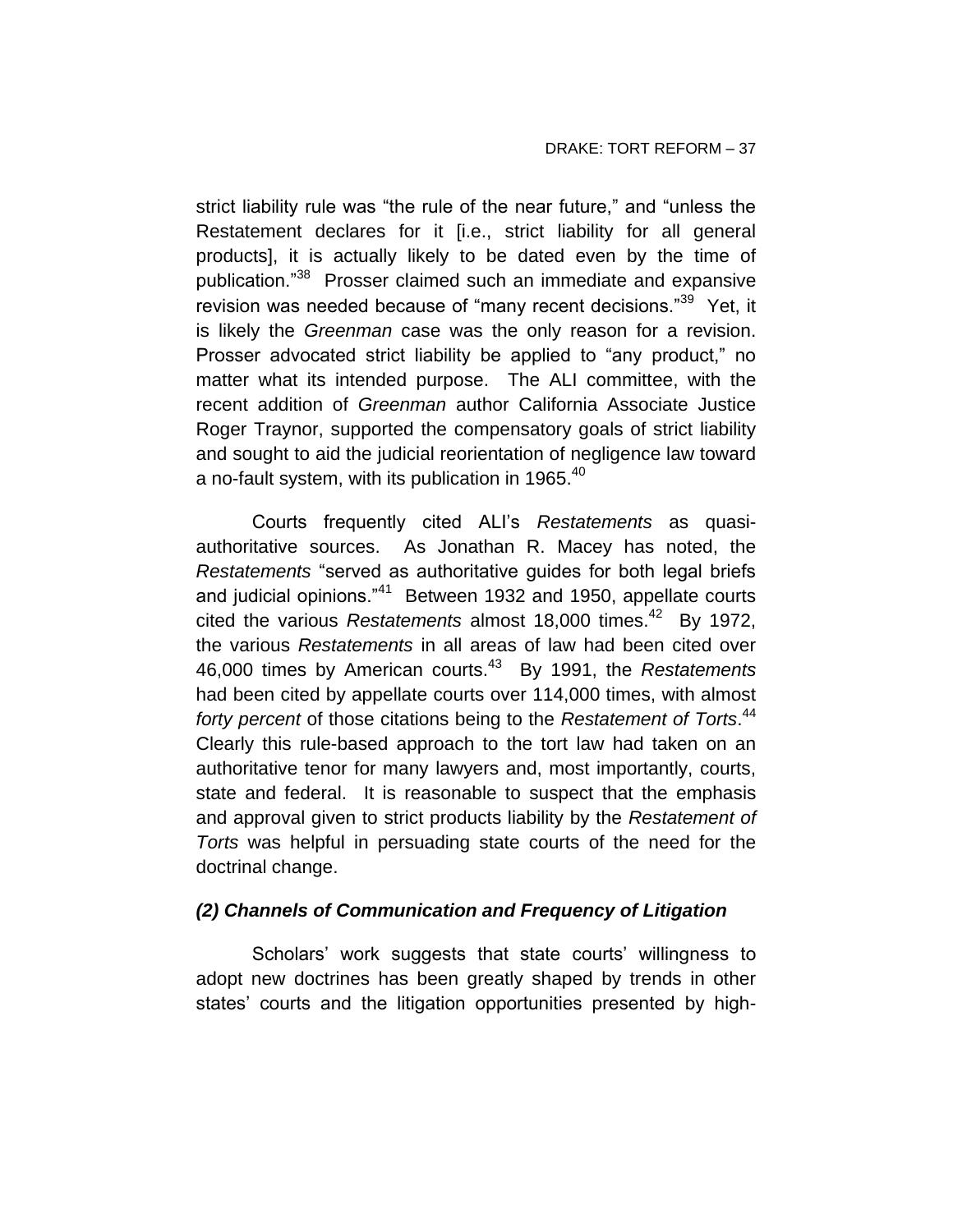strict liability rule was "the rule of the near future," and "unless the Restatement declares for it [i.e., strict liability for all general products], it is actually likely to be dated even by the time of publication."[38] Prosser claimed such an immediate and expansive revision was needed because of "many recent decisions."[39] Yet, it is likely the *Greenman* case was the only reason for a revision. Prosser advocated strict liability be applied to "any product," no matter what its intended purpose. The ALI committee, with the recent addition of *Greenman* author California Associate Justice Roger Traynor, supported the compensatory goals of strict liability and sought to aid the judicial reorientation of negligence law toward a no-fault system, with its publication in 1965.[40]

Courts frequently cited ALI's *Restatements* as quasi-authoritative sources. As Jonathan R. Macey has noted, the *Restatements* "served as authoritative guides for both legal briefs and judicial opinions."[41] Between 1932 and 1950, appellate courts cited the various *Restatements* almost 18,000 times.[42] By 1972, the various *Restatements* in all areas of law had been cited over 46,000 times by American courts.[43] By 1991, the *Restatements* had been cited by appellate courts over 114,000 times, with almost *forty percent* of those citations being to the *Restatement of Torts*.[44] Clearly this rule-based approach to the tort law had taken on an authoritative tenor for many lawyers and, most importantly, courts, state and federal. It is reasonable to suspect that the emphasis and approval given to strict products liability by the *Restatement of Torts* was helpful in persuading state courts of the need for the doctrinal change.

### *(2) Channels of Communication and Frequency of Litigation*

Scholars' work suggests that state courts' willingness to adopt new doctrines has been greatly shaped by trends in other states' courts and the litigation opportunities presented by high-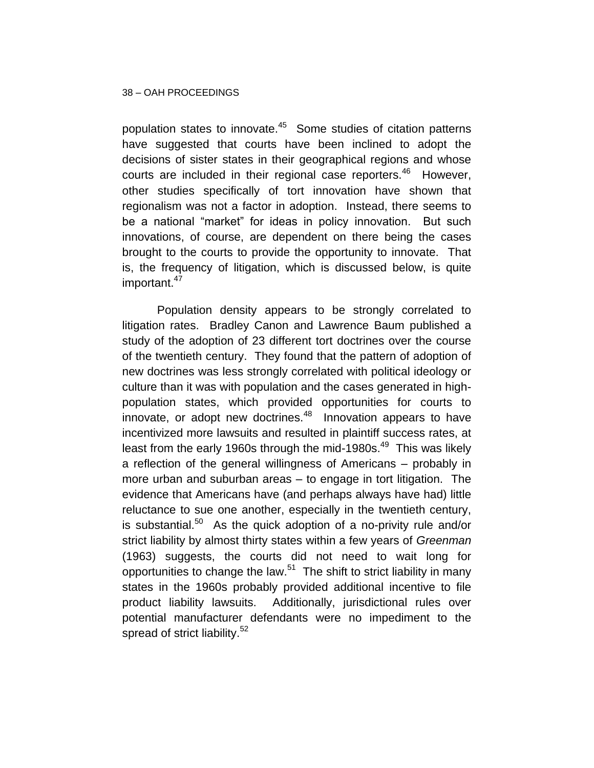population states to innovate.[45] Some studies of citation patterns have suggested that courts have been inclined to adopt the decisions of sister states in their geographical regions and whose courts are included in their regional case reporters.[46] However, other studies specifically of tort innovation have shown that regionalism was not a factor in adoption. Instead, there seems to be a national "market" for ideas in policy innovation. But such innovations, of course, are dependent on there being the cases brought to the courts to provide the opportunity to innovate. That is, the frequency of litigation, which is discussed below, is quite important.[47]

Population density appears to be strongly correlated to litigation rates. Bradley Canon and Lawrence Baum published a study of the adoption of 23 different tort doctrines over the course of the twentieth century. They found that the pattern of adoption of new doctrines was less strongly correlated with political ideology or culture than it was with population and the cases generated in high-population states, which provided opportunities for courts to innovate, or adopt new doctrines.[48] Innovation appears to have incentivized more lawsuits and resulted in plaintiff success rates, at least from the early 1960s through the mid-1980s.[49] This was likely a reflection of the general willingness of Americans – probably in more urban and suburban areas – to engage in tort litigation. The evidence that Americans have (and perhaps always have had) little reluctance to sue one another, especially in the twentieth century, is substantial.[50] As the quick adoption of a no-privity rule and/or strict liability by almost thirty states within a few years of *Greenman* (1963) suggests, the courts did not need to wait long for opportunities to change the law.[51] The shift to strict liability in many states in the 1960s probably provided additional incentive to file product liability lawsuits. Additionally, jurisdictional rules over potential manufacturer defendants were no impediment to the spread of strict liability.[52]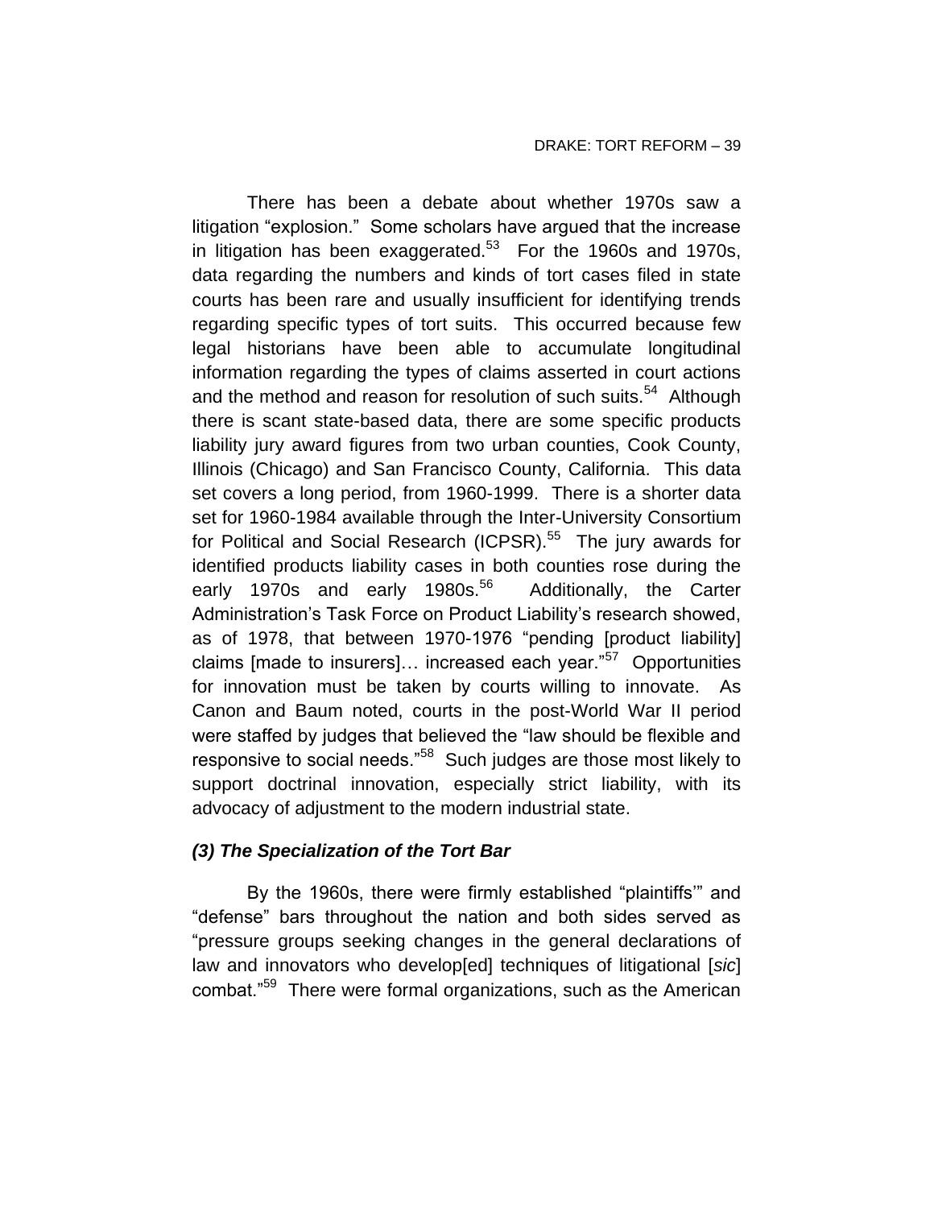There has been a debate about whether 1970s saw a litigation "explosion." Some scholars have argued that the increase in litigation has been exaggerated.[53] For the 1960s and 1970s, data regarding the numbers and kinds of tort cases filed in state courts has been rare and usually insufficient for identifying trends regarding specific types of tort suits. This occurred because few legal historians have been able to accumulate longitudinal information regarding the types of claims asserted in court actions and the method and reason for resolution of such suits.[54] Although there is scant state-based data, there are some specific products liability jury award figures from two urban counties, Cook County, Illinois (Chicago) and San Francisco County, California. This data set covers a long period, from 1960-1999. There is a shorter data set for 1960-1984 available through the Inter-University Consortium for Political and Social Research (ICPSR).[55] The jury awards for identified products liability cases in both counties rose during the early 1970s and early 1980s.[56] Additionally, the Carter Administration's Task Force on Product Liability's research showed, as of 1978, that between 1970-1976 "pending [product liability] claims [made to insurers]… increased each year."[57] Opportunities for innovation must be taken by courts willing to innovate. As Canon and Baum noted, courts in the post-World War II period were staffed by judges that believed the "law should be flexible and responsive to social needs."[58] Such judges are those most likely to support doctrinal innovation, especially strict liability, with its advocacy of adjustment to the modern industrial state.

### *(3) The Specialization of the Tort Bar*

By the 1960s, there were firmly established "plaintiffs'" and "defense" bars throughout the nation and both sides served as "pressure groups seeking changes in the general declarations of law and innovators who develop[ed] techniques of litigational [*sic*] combat."[59] There were formal organizations, such as the American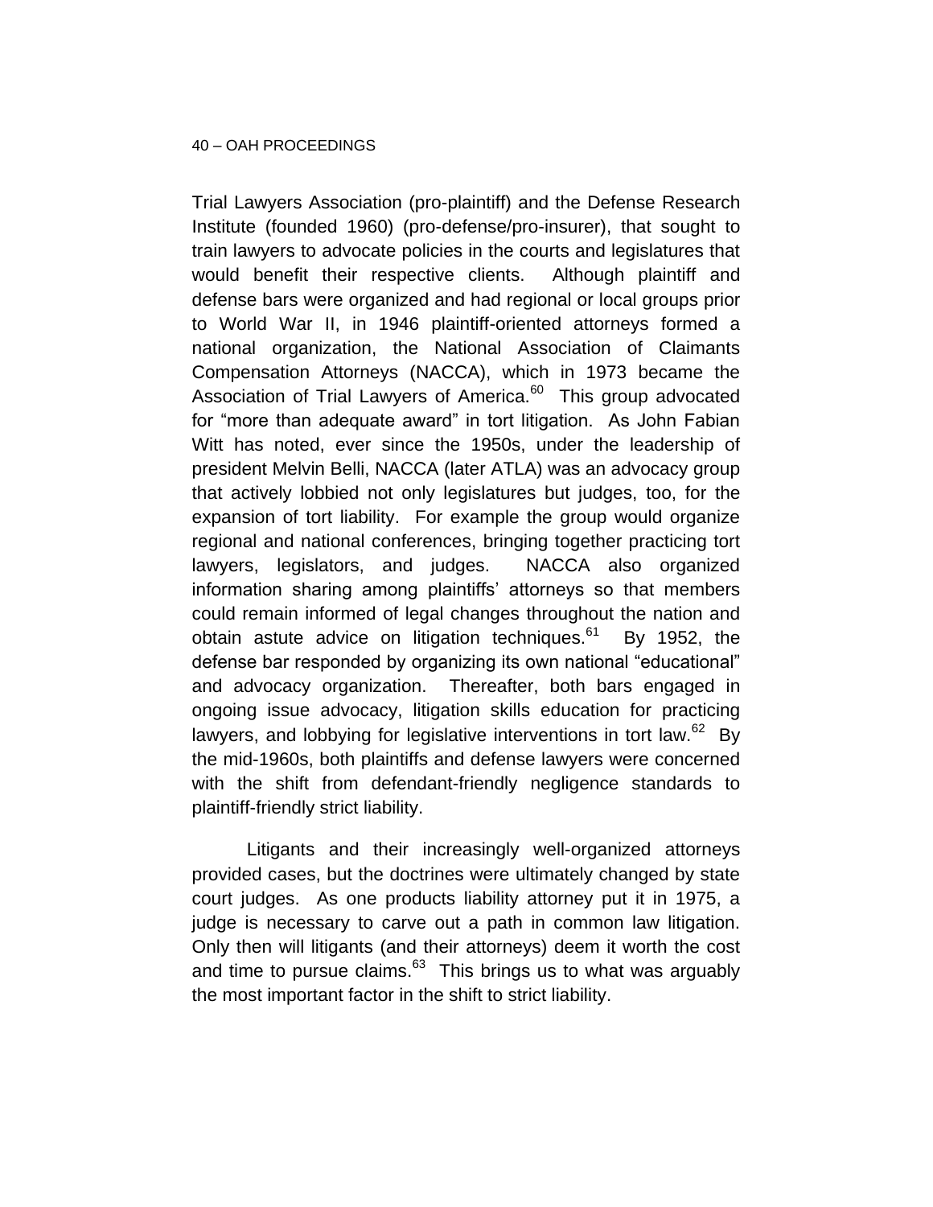Trial Lawyers Association (pro-plaintiff) and the Defense Research Institute (founded 1960) (pro-defense/pro-insurer), that sought to train lawyers to advocate policies in the courts and legislatures that would benefit their respective clients. Although plaintiff and defense bars were organized and had regional or local groups prior to World War II, in 1946 plaintiff-oriented attorneys formed a national organization, the National Association of Claimants Compensation Attorneys (NACCA), which in 1973 became the Association of Trial Lawyers of America.[60] This group advocated for "more than adequate award" in tort litigation. As John Fabian Witt has noted, ever since the 1950s, under the leadership of president Melvin Belli, NACCA (later ATLA) was an advocacy group that actively lobbied not only legislatures but judges, too, for the expansion of tort liability. For example the group would organize regional and national conferences, bringing together practicing tort lawyers, legislators, and judges. NACCA also organized information sharing among plaintiffs' attorneys so that members could remain informed of legal changes throughout the nation and obtain astute advice on litigation techniques.[61] By 1952, the defense bar responded by organizing its own national "educational" and advocacy organization. Thereafter, both bars engaged in ongoing issue advocacy, litigation skills education for practicing lawyers, and lobbying for legislative interventions in tort law.[62] By the mid-1960s, both plaintiffs and defense lawyers were concerned with the shift from defendant-friendly negligence standards to plaintiff-friendly strict liability.

Litigants and their increasingly well-organized attorneys provided cases, but the doctrines were ultimately changed by state court judges. As one products liability attorney put it in 1975, a judge is necessary to carve out a path in common law litigation. Only then will litigants (and their attorneys) deem it worth the cost and time to pursue claims.[63] This brings us to what was arguably the most important factor in the shift to strict liability.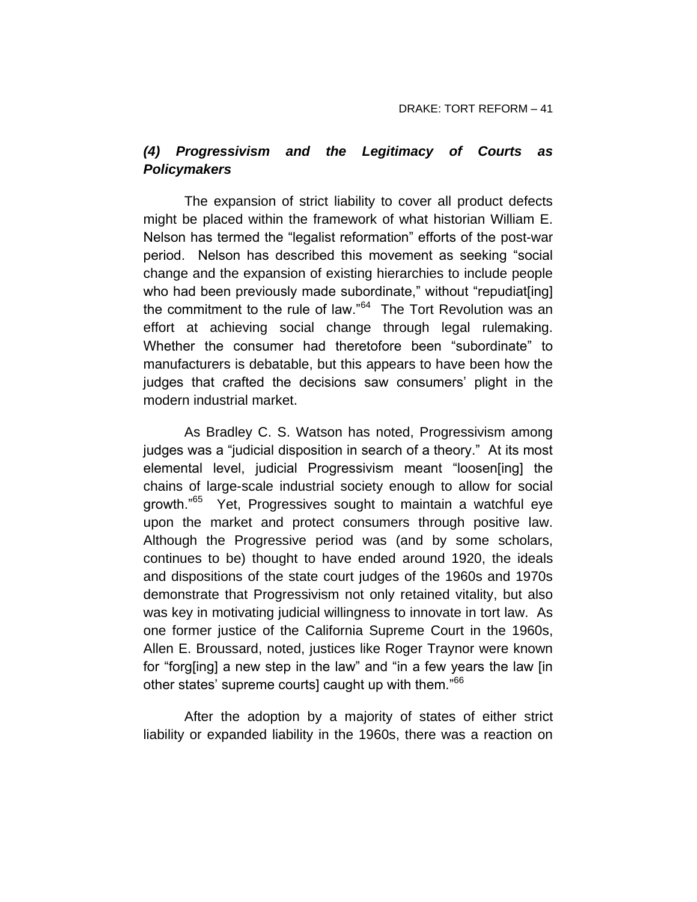### *(4) Progressivism and the Legitimacy of Courts as Policymakers*

The expansion of strict liability to cover all product defects might be placed within the framework of what historian William E. Nelson has termed the "legalist reformation" efforts of the post-war period. Nelson has described this movement as seeking "social change and the expansion of existing hierarchies to include people who had been previously made subordinate," without "repudiat[ing] the commitment to the rule of law."[64] The Tort Revolution was an effort at achieving social change through legal rulemaking. Whether the consumer had theretofore been "subordinate" to manufacturers is debatable, but this appears to have been how the judges that crafted the decisions saw consumers' plight in the modern industrial market.

As Bradley C. S. Watson has noted, Progressivism among judges was a "judicial disposition in search of a theory." At its most elemental level, judicial Progressivism meant "loosen[ing] the chains of large-scale industrial society enough to allow for social growth."[65] Yet, Progressives sought to maintain a watchful eye upon the market and protect consumers through positive law. Although the Progressive period was (and by some scholars, continues to be) thought to have ended around 1920, the ideals and dispositions of the state court judges of the 1960s and 1970s demonstrate that Progressivism not only retained vitality, but also was key in motivating judicial willingness to innovate in tort law. As one former justice of the California Supreme Court in the 1960s, Allen E. Broussard, noted, justices like Roger Traynor were known for "forg[ing] a new step in the law" and "in a few years the law [in other states' supreme courts] caught up with them."[66]

After the adoption by a majority of states of either strict liability or expanded liability in the 1960s, there was a reaction on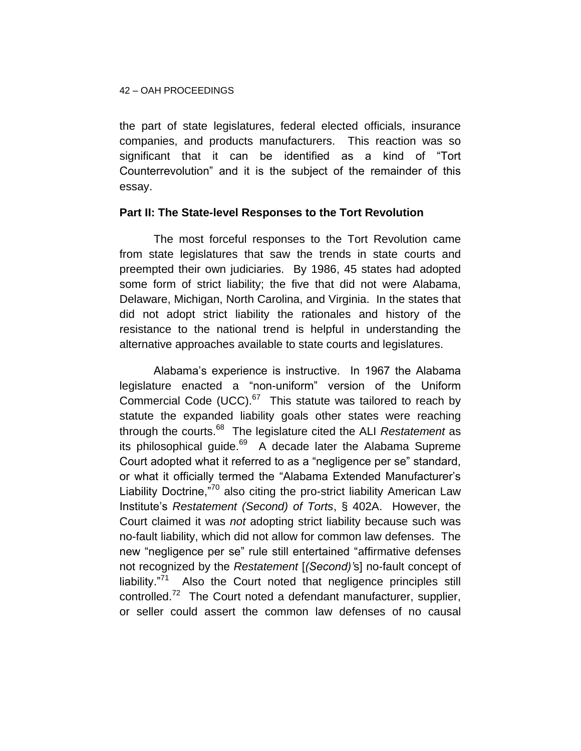the part of state legislatures, federal elected officials, insurance companies, and products manufacturers. This reaction was so significant that it can be identified as a kind of "Tort Counterrevolution" and it is the subject of the remainder of this essay.

**Part II: The State-level Responses to the Tort Revolution**

The most forceful responses to the Tort Revolution came from state legislatures that saw the trends in state courts and preempted their own judiciaries. By 1986, 45 states had adopted some form of strict liability; the five that did not were Alabama, Delaware, Michigan, North Carolina, and Virginia. In the states that did not adopt strict liability the rationales and history of the resistance to the national trend is helpful in understanding the alternative approaches available to state courts and legislatures.

Alabama's experience is instructive. In 1967 the Alabama legislature enacted a "non-uniform" version of the Uniform Commercial Code (UCC).[67] This statute was tailored to reach by statute the expanded liability goals other states were reaching through the courts.[68] The legislature cited the ALI *Restatement* as its philosophical guide.[69] A decade later the Alabama Supreme Court adopted what it referred to as a "negligence per se" standard, or what it officially termed the "Alabama Extended Manufacturer's Liability Doctrine,"[70] also citing the pro-strict liability American Law Institute's *Restatement (Second) of Torts*, § 402A. However, the Court claimed it was *not* adopting strict liability because such was no-fault liability, which did not allow for common law defenses. The new "negligence per se" rule still entertained "affirmative defenses not recognized by the *Restatement* [*(Second)'*s] no-fault concept of liability."[71] Also the Court noted that negligence principles still controlled.[72] The Court noted a defendant manufacturer, supplier, or seller could assert the common law defenses of no causal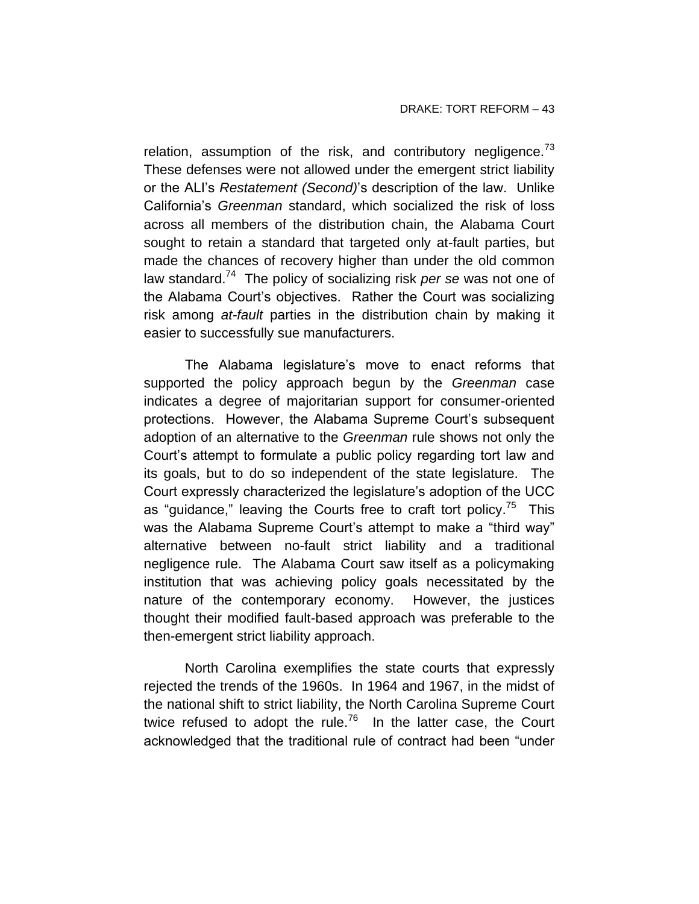relation, assumption of the risk, and contributory negligence.[73] These defenses were not allowed under the emergent strict liability or the ALI's *Restatement (Second)*'s description of the law. Unlike California's *Greenman* standard, which socialized the risk of loss across all members of the distribution chain, the Alabama Court sought to retain a standard that targeted only at-fault parties, but made the chances of recovery higher than under the old common law standard.[74] The policy of socializing risk *per se* was not one of the Alabama Court's objectives. Rather the Court was socializing risk among *at-fault* parties in the distribution chain by making it easier to successfully sue manufacturers.

The Alabama legislature's move to enact reforms that supported the policy approach begun by the *Greenman* case indicates a degree of majoritarian support for consumer-oriented protections. However, the Alabama Supreme Court's subsequent adoption of an alternative to the *Greenman* rule shows not only the Court's attempt to formulate a public policy regarding tort law and its goals, but to do so independent of the state legislature. The Court expressly characterized the legislature's adoption of the UCC as "guidance," leaving the Courts free to craft tort policy.[75] This was the Alabama Supreme Court's attempt to make a "third way" alternative between no-fault strict liability and a traditional negligence rule. The Alabama Court saw itself as a policymaking institution that was achieving policy goals necessitated by the nature of the contemporary economy. However, the justices thought their modified fault-based approach was preferable to the then-emergent strict liability approach.

North Carolina exemplifies the state courts that expressly rejected the trends of the 1960s. In 1964 and 1967, in the midst of the national shift to strict liability, the North Carolina Supreme Court twice refused to adopt the rule.[76] In the latter case, the Court acknowledged that the traditional rule of contract had been "under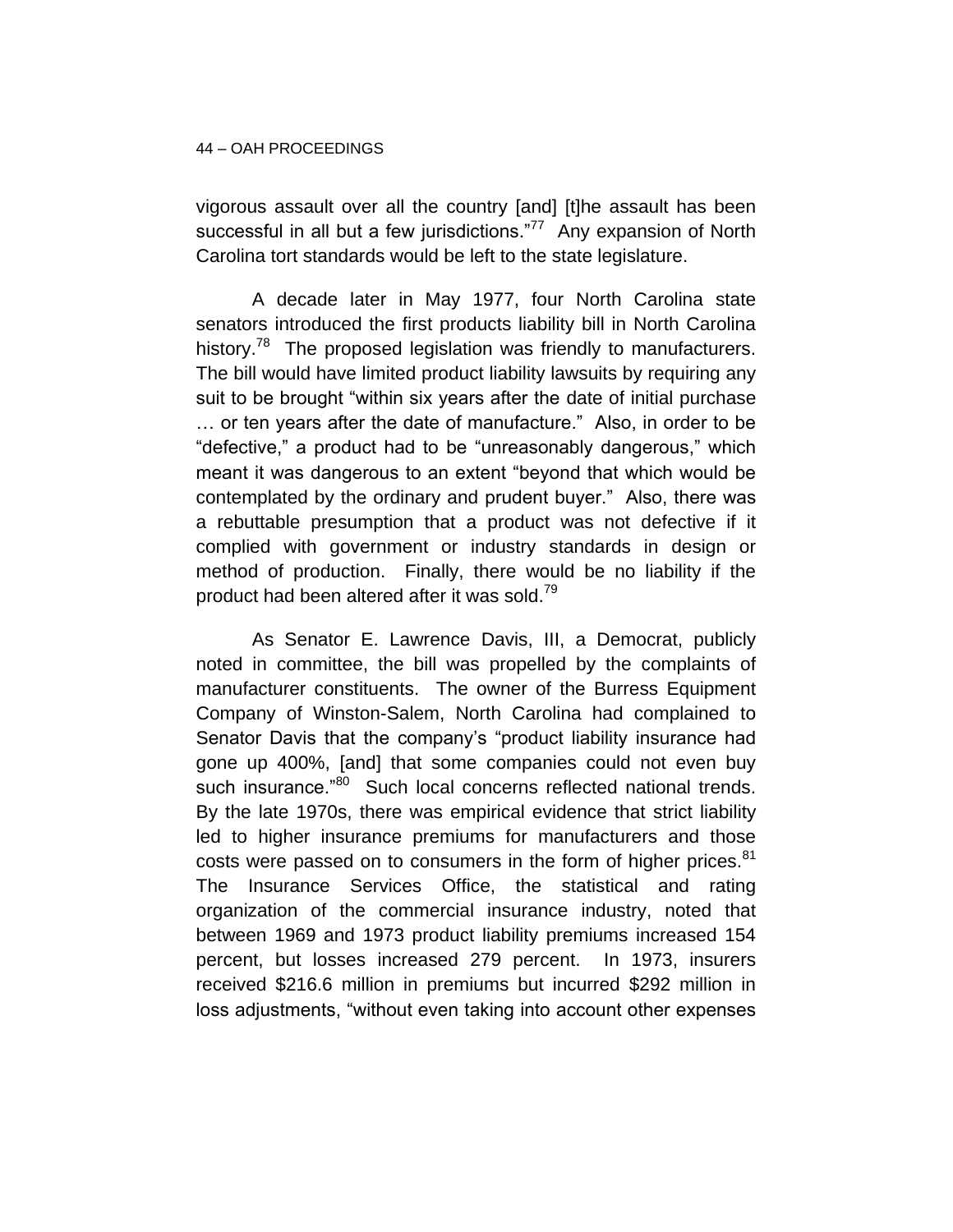vigorous assault over all the country [and] [t]he assault has been successful in all but a few jurisdictions."[77] Any expansion of North Carolina tort standards would be left to the state legislature.

A decade later in May 1977, four North Carolina state senators introduced the first products liability bill in North Carolina history.[78] The proposed legislation was friendly to manufacturers. The bill would have limited product liability lawsuits by requiring any suit to be brought "within six years after the date of initial purchase … or ten years after the date of manufacture." Also, in order to be "defective," a product had to be "unreasonably dangerous," which meant it was dangerous to an extent "beyond that which would be contemplated by the ordinary and prudent buyer." Also, there was a rebuttable presumption that a product was not defective if it complied with government or industry standards in design or method of production. Finally, there would be no liability if the product had been altered after it was sold.[79]

As Senator E. Lawrence Davis, III, a Democrat, publicly noted in committee, the bill was propelled by the complaints of manufacturer constituents. The owner of the Burress Equipment Company of Winston-Salem, North Carolina had complained to Senator Davis that the company's "product liability insurance had gone up 400%, [and] that some companies could not even buy such insurance."[80] Such local concerns reflected national trends. By the late 1970s, there was empirical evidence that strict liability led to higher insurance premiums for manufacturers and those costs were passed on to consumers in the form of higher prices.[81] The Insurance Services Office, the statistical and rating organization of the commercial insurance industry, noted that between 1969 and 1973 product liability premiums increased 154 percent, but losses increased 279 percent. In 1973, insurers received $216.6 million in premiums but incurred $292 million in loss adjustments, "without even taking into account other expenses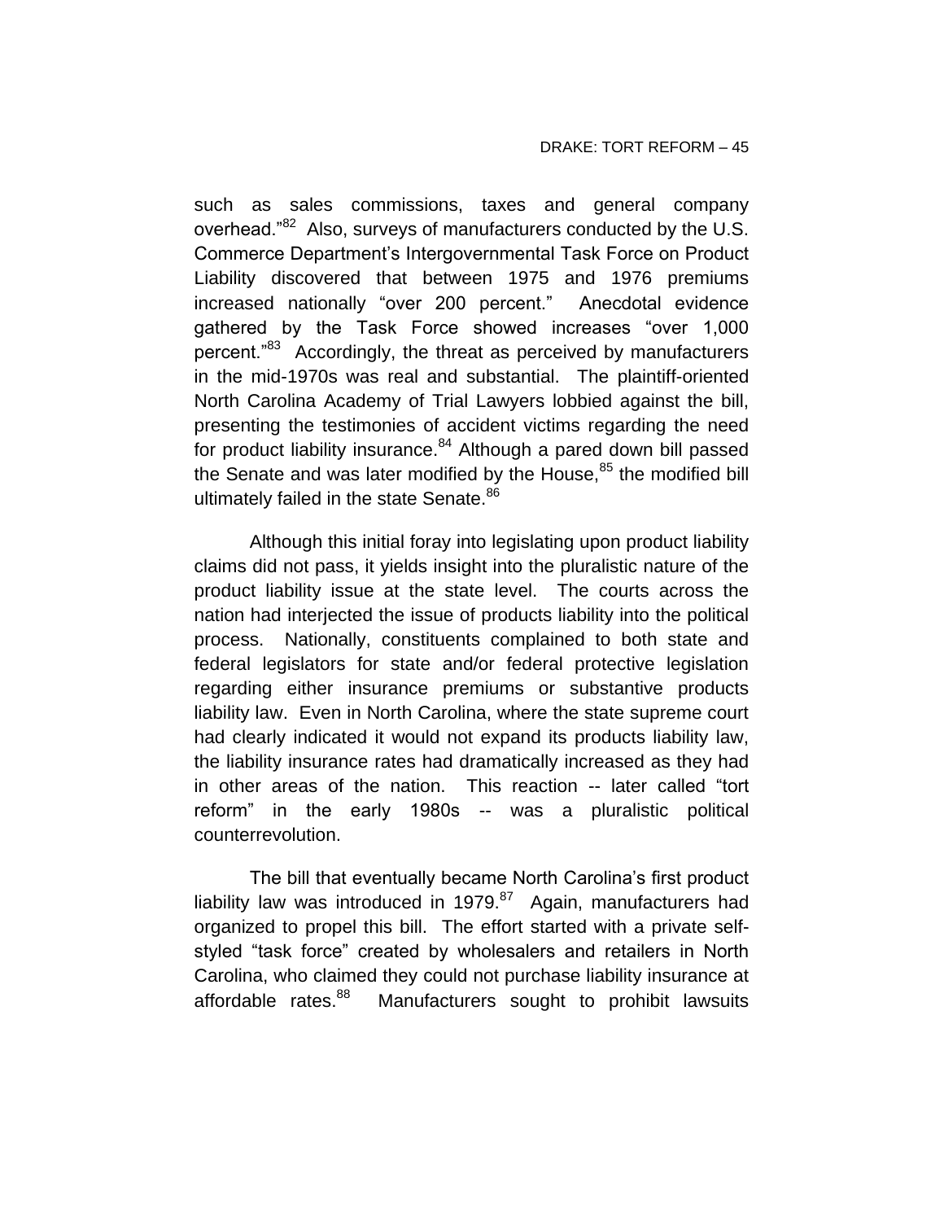such as sales commissions, taxes and general company overhead."[82] Also, surveys of manufacturers conducted by the U.S. Commerce Department's Intergovernmental Task Force on Product Liability discovered that between 1975 and 1976 premiums increased nationally "over 200 percent." Anecdotal evidence gathered by the Task Force showed increases "over 1,000 percent."[83] Accordingly, the threat as perceived by manufacturers in the mid-1970s was real and substantial. The plaintiff-oriented North Carolina Academy of Trial Lawyers lobbied against the bill, presenting the testimonies of accident victims regarding the need for product liability insurance.[84] Although a pared down bill passed the Senate and was later modified by the House,[85] the modified bill ultimately failed in the state Senate.[86]

Although this initial foray into legislating upon product liability claims did not pass, it yields insight into the pluralistic nature of the product liability issue at the state level. The courts across the nation had interjected the issue of products liability into the political process. Nationally, constituents complained to both state and federal legislators for state and/or federal protective legislation regarding either insurance premiums or substantive products liability law. Even in North Carolina, where the state supreme court had clearly indicated it would not expand its products liability law, the liability insurance rates had dramatically increased as they had in other areas of the nation. This reaction -- later called "tort reform" in the early 1980s -- was a pluralistic political counterrevolution.

The bill that eventually became North Carolina's first product liability law was introduced in 1979.[87] Again, manufacturers had organized to propel this bill. The effort started with a private self-styled "task force" created by wholesalers and retailers in North Carolina, who claimed they could not purchase liability insurance at affordable rates.[88] Manufacturers sought to prohibit lawsuits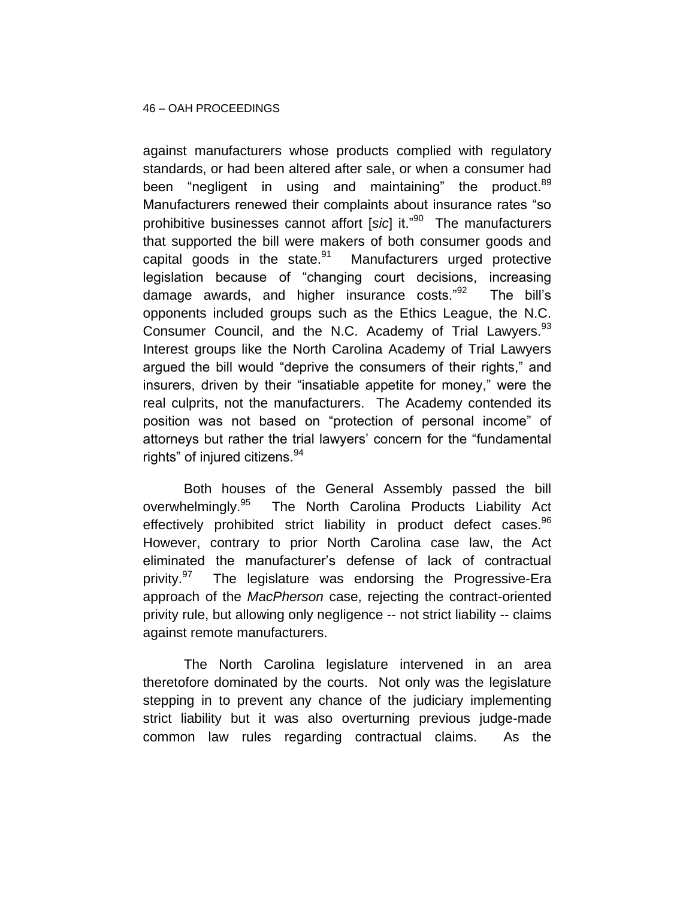against manufacturers whose products complied with regulatory standards, or had been altered after sale, or when a consumer had been "negligent in using and maintaining" the product.[89] Manufacturers renewed their complaints about insurance rates "so prohibitive businesses cannot affort [*sic*] it."[90] The manufacturers that supported the bill were makers of both consumer goods and capital goods in the state.[91] Manufacturers urged protective legislation because of "changing court decisions, increasing damage awards, and higher insurance costs."[92] The bill's opponents included groups such as the Ethics League, the N.C. Consumer Council, and the N.C. Academy of Trial Lawyers.[93] Interest groups like the North Carolina Academy of Trial Lawyers argued the bill would "deprive the consumers of their rights," and insurers, driven by their "insatiable appetite for money," were the real culprits, not the manufacturers. The Academy contended its position was not based on "protection of personal income" of attorneys but rather the trial lawyers' concern for the "fundamental rights" of injured citizens.[94]

Both houses of the General Assembly passed the bill overwhelmingly.[95] The North Carolina Products Liability Act effectively prohibited strict liability in product defect cases.[96] However, contrary to prior North Carolina case law, the Act eliminated the manufacturer's defense of lack of contractual privity.[97] The legislature was endorsing the Progressive-Era approach of the *MacPherson* case, rejecting the contract-oriented privity rule, but allowing only negligence -- not strict liability -- claims against remote manufacturers.

The North Carolina legislature intervened in an area theretofore dominated by the courts. Not only was the legislature stepping in to prevent any chance of the judiciary implementing strict liability but it was also overturning previous judge-made common law rules regarding contractual claims. As the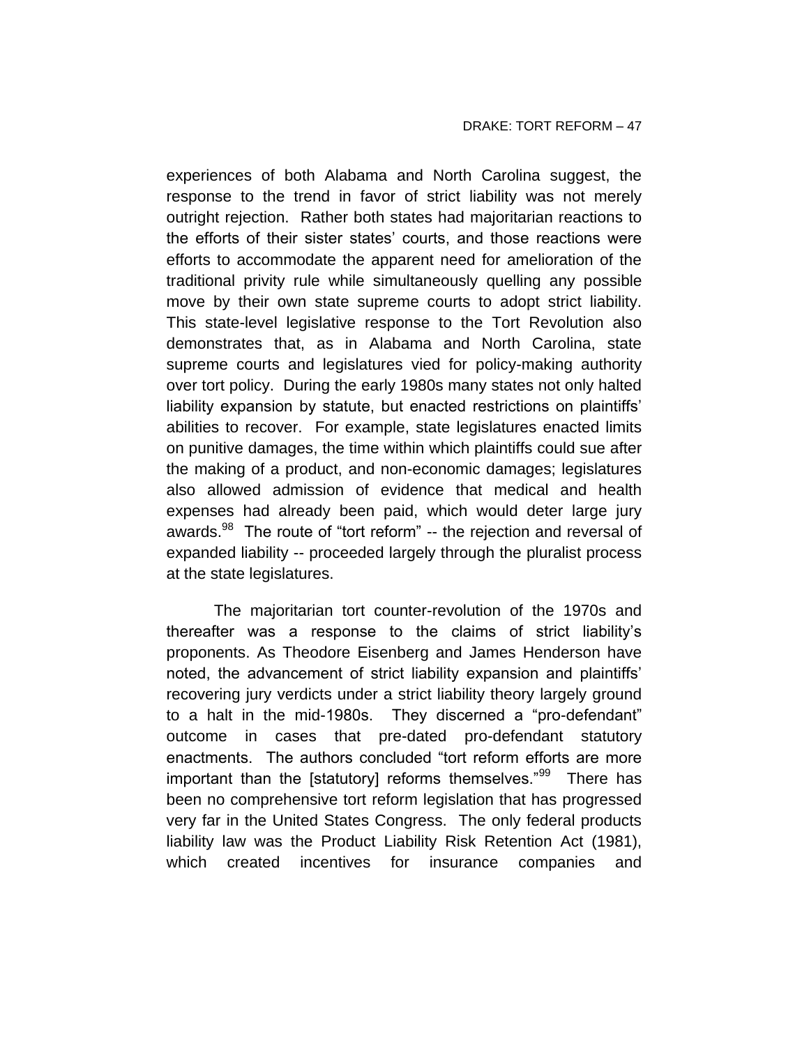experiences of both Alabama and North Carolina suggest, the response to the trend in favor of strict liability was not merely outright rejection. Rather both states had majoritarian reactions to the efforts of their sister states' courts, and those reactions were efforts to accommodate the apparent need for amelioration of the traditional privity rule while simultaneously quelling any possible move by their own state supreme courts to adopt strict liability. This state-level legislative response to the Tort Revolution also demonstrates that, as in Alabama and North Carolina, state supreme courts and legislatures vied for policy-making authority over tort policy. During the early 1980s many states not only halted liability expansion by statute, but enacted restrictions on plaintiffs' abilities to recover. For example, state legislatures enacted limits on punitive damages, the time within which plaintiffs could sue after the making of a product, and non-economic damages; legislatures also allowed admission of evidence that medical and health expenses had already been paid, which would deter large jury awards.[98] The route of "tort reform" -- the rejection and reversal of expanded liability -- proceeded largely through the pluralist process at the state legislatures.

The majoritarian tort counter-revolution of the 1970s and thereafter was a response to the claims of strict liability's proponents. As Theodore Eisenberg and James Henderson have noted, the advancement of strict liability expansion and plaintiffs' recovering jury verdicts under a strict liability theory largely ground to a halt in the mid-1980s. They discerned a "pro-defendant" outcome in cases that pre-dated pro-defendant statutory enactments. The authors concluded "tort reform efforts are more important than the [statutory] reforms themselves."[99] There has been no comprehensive tort reform legislation that has progressed very far in the United States Congress. The only federal products liability law was the Product Liability Risk Retention Act (1981), which created incentives for insurance companies and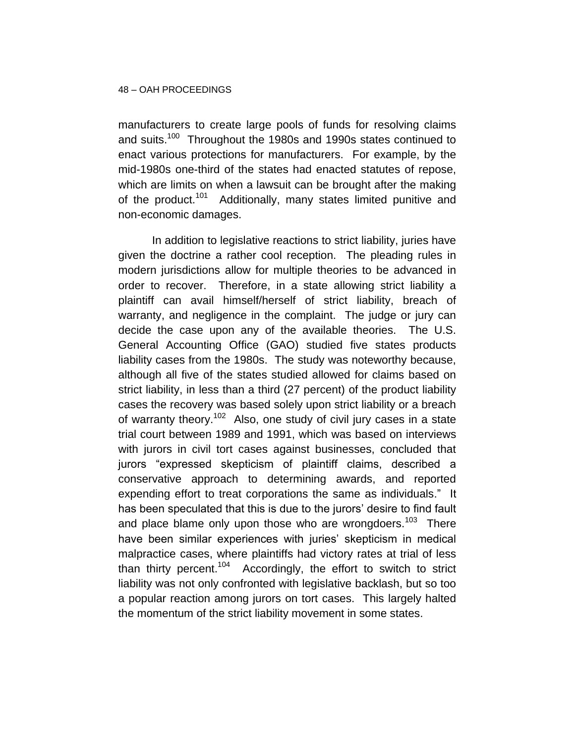manufacturers to create large pools of funds for resolving claims and suits.[100] Throughout the 1980s and 1990s states continued to enact various protections for manufacturers. For example, by the mid-1980s one-third of the states had enacted statutes of repose, which are limits on when a lawsuit can be brought after the making of the product.[101] Additionally, many states limited punitive and non-economic damages.

In addition to legislative reactions to strict liability, juries have given the doctrine a rather cool reception. The pleading rules in modern jurisdictions allow for multiple theories to be advanced in order to recover. Therefore, in a state allowing strict liability a plaintiff can avail himself/herself of strict liability, breach of warranty, and negligence in the complaint. The judge or jury can decide the case upon any of the available theories. The U.S. General Accounting Office (GAO) studied five states products liability cases from the 1980s. The study was noteworthy because, although all five of the states studied allowed for claims based on strict liability, in less than a third (27 percent) of the product liability cases the recovery was based solely upon strict liability or a breach of warranty theory.[102] Also, one study of civil jury cases in a state trial court between 1989 and 1991, which was based on interviews with jurors in civil tort cases against businesses, concluded that jurors "expressed skepticism of plaintiff claims, described a conservative approach to determining awards, and reported expending effort to treat corporations the same as individuals." It has been speculated that this is due to the jurors' desire to find fault and place blame only upon those who are wrongdoers.[103] There have been similar experiences with juries' skepticism in medical malpractice cases, where plaintiffs had victory rates at trial of less than thirty percent.[104] Accordingly, the effort to switch to strict liability was not only confronted with legislative backlash, but so too a popular reaction among jurors on tort cases. This largely halted the momentum of the strict liability movement in some states.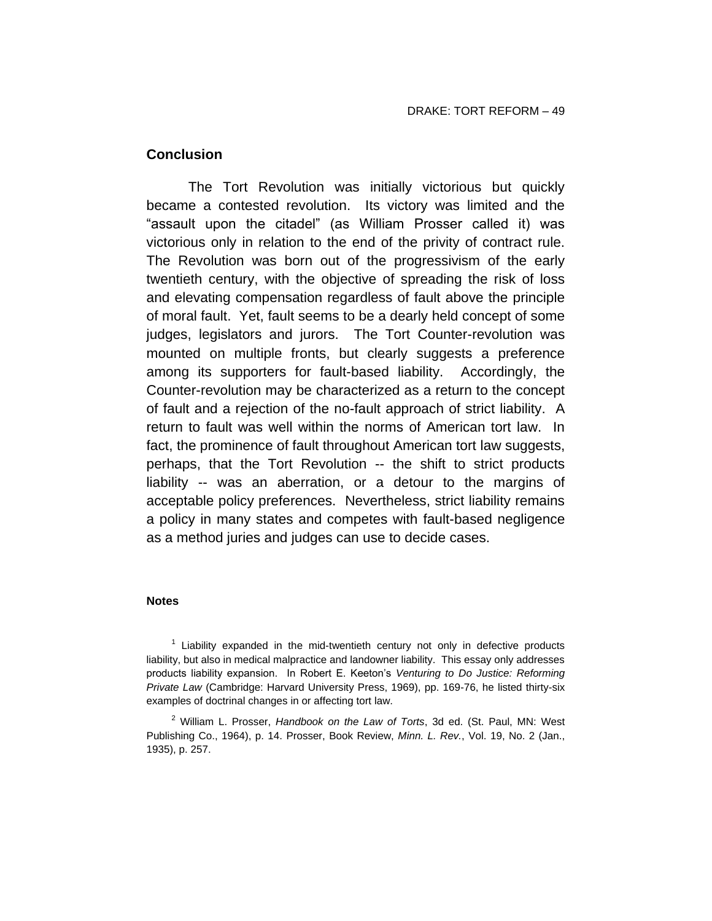## Conclusion

The Tort Revolution was initially victorious but quickly became a contested revolution. Its victory was limited and the "assault upon the citadel" (as William Prosser called it) was victorious only in relation to the end of the privity of contract rule. The Revolution was born out of the progressivism of the early twentieth century, with the objective of spreading the risk of loss and elevating compensation regardless of fault above the principle of moral fault. Yet, fault seems to be a dearly held concept of some judges, legislators and jurors. The Tort Counter-revolution was mounted on multiple fronts, but clearly suggests a preference among its supporters for fault-based liability. Accordingly, the Counter-revolution may be characterized as a return to the concept of fault and a rejection of the no-fault approach of strict liability. A return to fault was well within the norms of American tort law. In fact, the prominence of fault throughout American tort law suggests, perhaps, that the Tort Revolution -- the shift to strict products liability -- was an aberration, or a detour to the margins of acceptable policy preferences. Nevertheless, strict liability remains a policy in many states and competes with fault-based negligence as a method juries and judges can use to decide cases.

#### Notes

[1] Liability expanded in the mid-twentieth century not only in defective products liability, but also in medical malpractice and landowner liability. This essay only addresses products liability expansion. In Robert E. Keeton's *Venturing to Do Justice: Reforming Private Law* (Cambridge: Harvard University Press, 1969), pp. 169-76, he listed thirty-six examples of doctrinal changes in or affecting tort law.

[2] William L. Prosser, *Handbook on the Law of Torts*, 3d ed. (St. Paul, MN: West Publishing Co., 1964), p. 14. Prosser, Book Review, *Minn. L. Rev.*, Vol. 19, No. 2 (Jan., 1935), p. 257.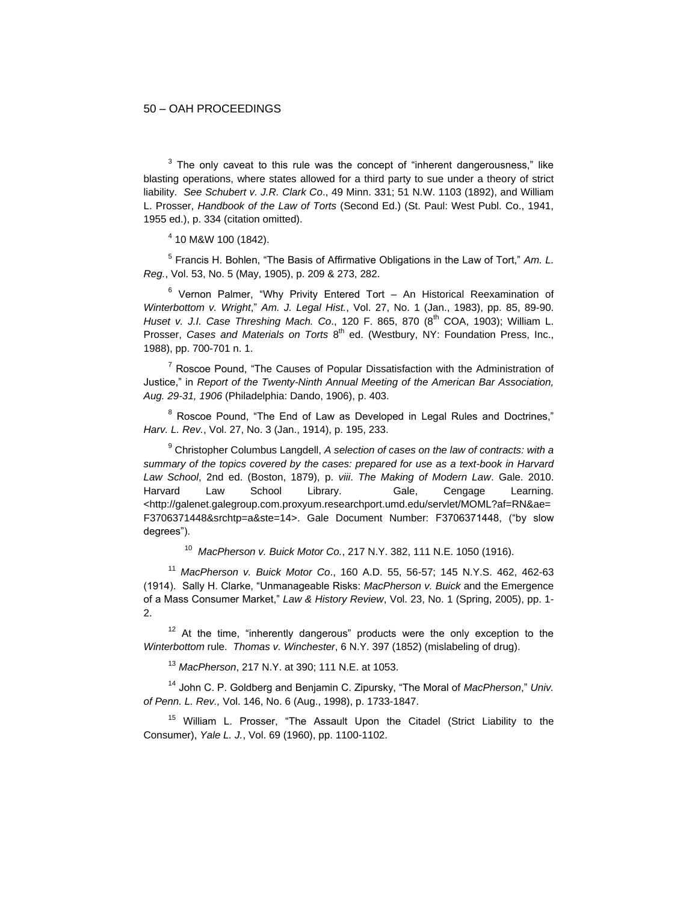[3] The only caveat to this rule was the concept of "inherent dangerousness," like blasting operations, where states allowed for a third party to sue under a theory of strict liability. *See Schubert v. J.R. Clark Co*., 49 Minn. 331; 51 N.W. 1103 (1892), and William L. Prosser, *Handbook of the Law of Torts* (Second Ed.) (St. Paul: West Publ. Co., 1941, 1955 ed.), p. 334 (citation omitted).

[4] 10 M&W 100 (1842).

[5] Francis H. Bohlen, "The Basis of Affirmative Obligations in the Law of Tort," *Am. L. Reg.*, Vol. 53, No. 5 (May, 1905), p. 209 & 273, 282.

[6] Vernon Palmer, "Why Privity Entered Tort – An Historical Reexamination of *Winterbottom v. Wright*," *Am. J. Legal Hist.*, Vol. 27, No. 1 (Jan., 1983), pp. 85, 89-90. *Huset v. J.I. Case Threshing Mach. Co*., 120 F. 865, 870 (8th COA, 1903); William L. Prosser, *Cases and Materials on Torts* 8th ed. (Westbury, NY: Foundation Press, Inc., 1988), pp. 700-701 n. 1.

[7] Roscoe Pound, "The Causes of Popular Dissatisfaction with the Administration of Justice," in *Report of the Twenty-Ninth Annual Meeting of the American Bar Association, Aug. 29-31, 1906* (Philadelphia: Dando, 1906), p. 403.

[8] Roscoe Pound, "The End of Law as Developed in Legal Rules and Doctrines," *Harv. L. Rev.*, Vol. 27, No. 3 (Jan., 1914), p. 195, 233.

[9] Christopher Columbus Langdell, *A selection of cases on the law of contracts: with a summary of the topics covered by the cases: prepared for use as a text-book in Harvard Law School*, 2nd ed. (Boston, 1879), p. *viii*. *The Making of Modern Law*. Gale. 2010. Harvard Law School Library. Gale, Cengage Learning. <http://galenet.galegroup.com.proxyum.researchport.umd.edu/servlet/MOML?af=RN&ae=F3706371448&srchtp=a&ste=14>. Gale Document Number: F3706371448, ("by slow degrees").

[10] *MacPherson v. Buick Motor Co.*, 217 N.Y. 382, 111 N.E. 1050 (1916).

[11] *MacPherson v. Buick Motor Co*., 160 A.D. 55, 56-57; 145 N.Y.S. 462, 462-63 (1914). Sally H. Clarke, "Unmanageable Risks: *MacPherson v. Buick* and the Emergence of a Mass Consumer Market," *Law & History Review*, Vol. 23, No. 1 (Spring, 2005), pp. 1-2.

[12] At the time, "inherently dangerous" products were the only exception to the *Winterbottom* rule. *Thomas v. Winchester*, 6 N.Y. 397 (1852) (mislabeling of drug).

[13] *MacPherson*, 217 N.Y. at 390; 111 N.E. at 1053.

[14] John C. P. Goldberg and Benjamin C. Zipursky, "The Moral of *MacPherson*," *Univ. of Penn. L. Rev.,* Vol. 146, No. 6 (Aug., 1998), p. 1733-1847.

[15] William L. Prosser, "The Assault Upon the Citadel (Strict Liability to the Consumer), *Yale L. J.*, Vol. 69 (1960), pp. 1100-1102.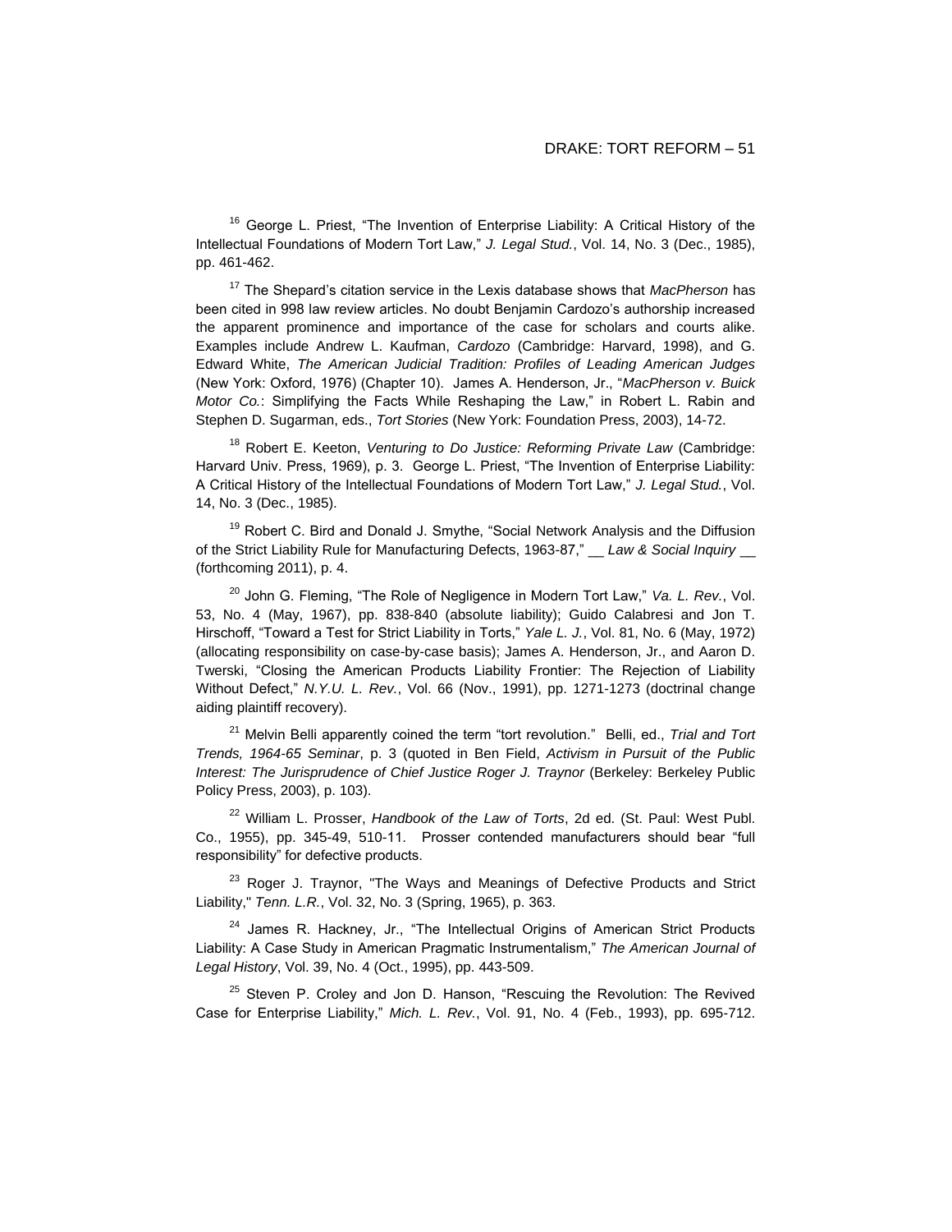[16] George L. Priest, "The Invention of Enterprise Liability: A Critical History of the Intellectual Foundations of Modern Tort Law," *J. Legal Stud.*, Vol. 14, No. 3 (Dec., 1985), pp. 461-462.

[17] The Shepard's citation service in the Lexis database shows that *MacPherson* has been cited in 998 law review articles. No doubt Benjamin Cardozo's authorship increased the apparent prominence and importance of the case for scholars and courts alike. Examples include Andrew L. Kaufman, *Cardozo* (Cambridge: Harvard, 1998), and G. Edward White, *The American Judicial Tradition: Profiles of Leading American Judges* (New York: Oxford, 1976) (Chapter 10). James A. Henderson, Jr., "*MacPherson v. Buick Motor Co.*: Simplifying the Facts While Reshaping the Law," in Robert L. Rabin and Stephen D. Sugarman, eds., *Tort Stories* (New York: Foundation Press, 2003), 14-72.

[18] Robert E. Keeton, *Venturing to Do Justice: Reforming Private Law* (Cambridge: Harvard Univ. Press, 1969), p. 3. George L. Priest, "The Invention of Enterprise Liability: A Critical History of the Intellectual Foundations of Modern Tort Law," *J. Legal Stud.*, Vol. 14, No. 3 (Dec., 1985).

[19] Robert C. Bird and Donald J. Smythe, "Social Network Analysis and the Diffusion of the Strict Liability Rule for Manufacturing Defects, 1963-87," __ *Law & Social Inquiry* __ (forthcoming 2011), p. 4.

[20] John G. Fleming, "The Role of Negligence in Modern Tort Law," *Va. L. Rev.*, Vol. 53, No. 4 (May, 1967), pp. 838-840 (absolute liability); Guido Calabresi and Jon T. Hirschoff, "Toward a Test for Strict Liability in Torts," *Yale L. J.*, Vol. 81, No. 6 (May, 1972) (allocating responsibility on case-by-case basis); James A. Henderson, Jr., and Aaron D. Twerski, "Closing the American Products Liability Frontier: The Rejection of Liability Without Defect," *N.Y.U. L. Rev.*, Vol. 66 (Nov., 1991), pp. 1271-1273 (doctrinal change aiding plaintiff recovery).

[21] Melvin Belli apparently coined the term "tort revolution." Belli, ed., *Trial and Tort Trends, 1964-65 Seminar*, p. 3 (quoted in Ben Field, *Activism in Pursuit of the Public Interest: The Jurisprudence of Chief Justice Roger J. Traynor* (Berkeley: Berkeley Public Policy Press, 2003), p. 103).

[22] William L. Prosser, *Handbook of the Law of Torts*, 2d ed. (St. Paul: West Publ. Co., 1955), pp. 345-49, 510-11. Prosser contended manufacturers should bear "full responsibility" for defective products.

[23] Roger J. Traynor, "The Ways and Meanings of Defective Products and Strict Liability," *Tenn. L.R.*, Vol. 32, No. 3 (Spring, 1965), p. 363.

[24] James R. Hackney, Jr., "The Intellectual Origins of American Strict Products Liability: A Case Study in American Pragmatic Instrumentalism," *The American Journal of Legal History*, Vol. 39, No. 4 (Oct., 1995), pp. 443-509.

[25] Steven P. Croley and Jon D. Hanson, "Rescuing the Revolution: The Revived Case for Enterprise Liability," *Mich. L. Rev.*, Vol. 91, No. 4 (Feb., 1993), pp. 695-712.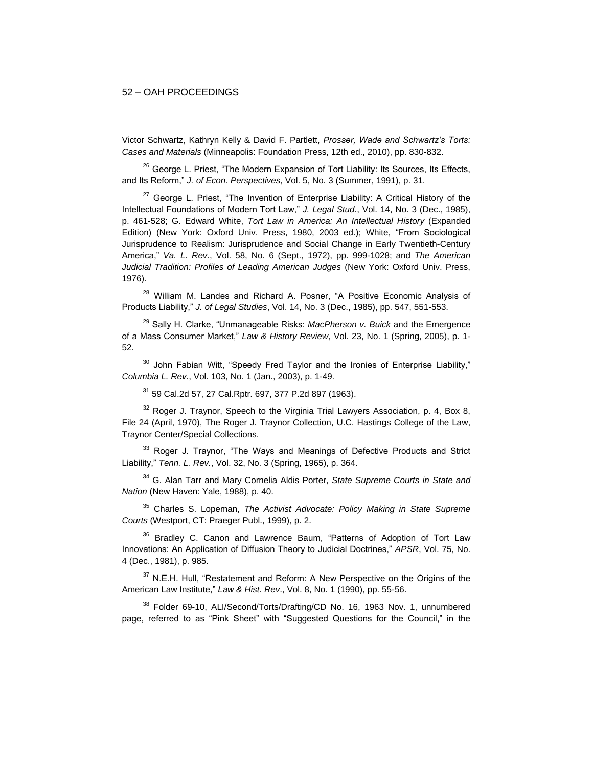Victor Schwartz, Kathryn Kelly & David F. Partlett, *Prosser, Wade and Schwartz's Torts: Cases and Materials* (Minneapolis: Foundation Press, 12th ed., 2010), pp. 830-832.

[26] George L. Priest, "The Modern Expansion of Tort Liability: Its Sources, Its Effects, and Its Reform," *J. of Econ. Perspectives*, Vol. 5, No. 3 (Summer, 1991), p. 31.

[27] George L. Priest, "The Invention of Enterprise Liability: A Critical History of the Intellectual Foundations of Modern Tort Law," *J. Legal Stud.*, Vol. 14, No. 3 (Dec., 1985), p. 461-528; G. Edward White, *Tort Law in America: An Intellectual History* (Expanded Edition) (New York: Oxford Univ. Press, 1980, 2003 ed.); White, "From Sociological Jurisprudence to Realism: Jurisprudence and Social Change in Early Twentieth-Century America," *Va. L. Rev*., Vol. 58, No. 6 (Sept., 1972), pp. 999-1028; and *The American Judicial Tradition: Profiles of Leading American Judges* (New York: Oxford Univ. Press, 1976).

[28] William M. Landes and Richard A. Posner, "A Positive Economic Analysis of Products Liability," *J. of Legal Studies*, Vol. 14, No. 3 (Dec., 1985), pp. 547, 551-553.

[29] Sally H. Clarke, "Unmanageable Risks: *MacPherson v. Buick* and the Emergence of a Mass Consumer Market," *Law & History Review*, Vol. 23, No. 1 (Spring, 2005), p. 1-52.

[30] John Fabian Witt, "Speedy Fred Taylor and the Ironies of Enterprise Liability," *Columbia L. Rev.*, Vol. 103, No. 1 (Jan., 2003), p. 1-49.

[31] 59 Cal.2d 57, 27 Cal.Rptr. 697, 377 P.2d 897 (1963).

[32] Roger J. Traynor, Speech to the Virginia Trial Lawyers Association, p. 4, Box 8, File 24 (April, 1970), The Roger J. Traynor Collection, U.C. Hastings College of the Law, Traynor Center/Special Collections.

[33] Roger J. Traynor, "The Ways and Meanings of Defective Products and Strict Liability," *Tenn. L. Rev.*, Vol. 32, No. 3 (Spring, 1965), p. 364.

[34] G. Alan Tarr and Mary Cornelia Aldis Porter, *State Supreme Courts in State and Nation* (New Haven: Yale, 1988), p. 40.

[35] Charles S. Lopeman, *The Activist Advocate: Policy Making in State Supreme Courts* (Westport, CT: Praeger Publ., 1999), p. 2.

[36] Bradley C. Canon and Lawrence Baum, "Patterns of Adoption of Tort Law Innovations: An Application of Diffusion Theory to Judicial Doctrines," *APSR*, Vol. 75, No. 4 (Dec., 1981), p. 985.

[37] N.E.H. Hull, "Restatement and Reform: A New Perspective on the Origins of the American Law Institute," *Law & Hist. Rev*., Vol. 8, No. 1 (1990), pp. 55-56.

[38] Folder 69-10, ALI/Second/Torts/Drafting/CD No. 16, 1963 Nov. 1, unnumbered page, referred to as "Pink Sheet" with "Suggested Questions for the Council," in the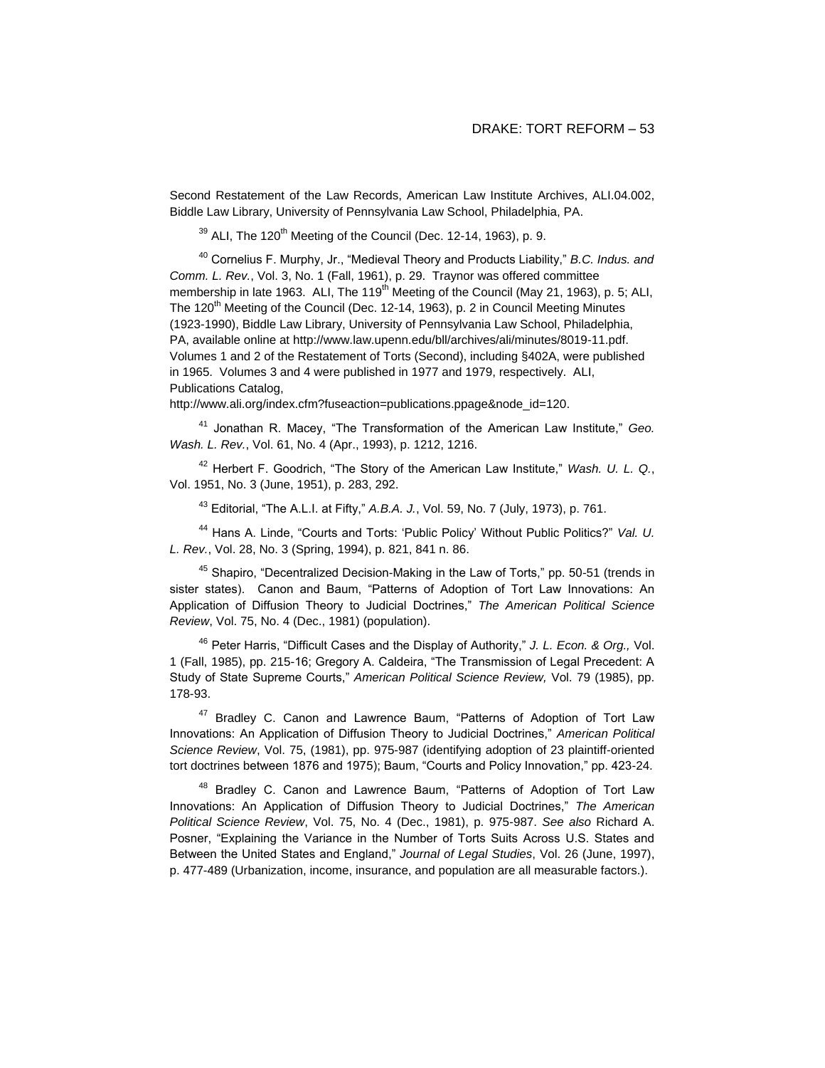Second Restatement of the Law Records, American Law Institute Archives, ALI.04.002, Biddle Law Library, University of Pennsylvania Law School, Philadelphia, PA.

[39] ALI, The 120[th] Meeting of the Council (Dec. 12-14, 1963), p. 9.

[40] Cornelius F. Murphy, Jr., "Medieval Theory and Products Liability," *B.C. Indus. and Comm. L. Rev.*, Vol. 3, No. 1 (Fall, 1961), p. 29. Traynor was offered committee membership in late 1963. ALI, The 119[th] Meeting of the Council (May 21, 1963), p. 5; ALI, The 120[th] Meeting of the Council (Dec. 12-14, 1963), p. 2 in Council Meeting Minutes (1923-1990), Biddle Law Library, University of Pennsylvania Law School, Philadelphia, PA, available online at http://www.law.upenn.edu/bll/archives/ali/minutes/8019-11.pdf. Volumes 1 and 2 of the Restatement of Torts (Second), including §402A, were published in 1965. Volumes 3 and 4 were published in 1977 and 1979, respectively. ALI, Publications Catalog, http://www.ali.org/index.cfm?fuseaction=publications.ppage&node_id=120.

[41] Jonathan R. Macey, "The Transformation of the American Law Institute," *Geo. Wash. L. Rev.*, Vol. 61, No. 4 (Apr., 1993), p. 1212, 1216.

[42] Herbert F. Goodrich, "The Story of the American Law Institute," *Wash. U. L. Q.*, Vol. 1951, No. 3 (June, 1951), p. 283, 292.

[43] Editorial, "The A.L.I. at Fifty," *A.B.A. J.*, Vol. 59, No. 7 (July, 1973), p. 761.

[44] Hans A. Linde, "Courts and Torts: 'Public Policy' Without Public Politics?" *Val. U. L. Rev.*, Vol. 28, No. 3 (Spring, 1994), p. 821, 841 n. 86.

[45] Shapiro, "Decentralized Decision-Making in the Law of Torts," pp. 50-51 (trends in sister states). Canon and Baum, "Patterns of Adoption of Tort Law Innovations: An Application of Diffusion Theory to Judicial Doctrines," *The American Political Science Review*, Vol. 75, No. 4 (Dec., 1981) (population).

[46] Peter Harris, "Difficult Cases and the Display of Authority," *J. L. Econ. & Org.,* Vol. 1 (Fall, 1985), pp. 215-16; Gregory A. Caldeira, "The Transmission of Legal Precedent: A Study of State Supreme Courts," *American Political Science Review,* Vol. 79 (1985), pp. 178-93.

[47] Bradley C. Canon and Lawrence Baum, "Patterns of Adoption of Tort Law Innovations: An Application of Diffusion Theory to Judicial Doctrines," *American Political Science Review*, Vol. 75, (1981), pp. 975-987 (identifying adoption of 23 plaintiff-oriented tort doctrines between 1876 and 1975); Baum, "Courts and Policy Innovation," pp. 423-24.

[48] Bradley C. Canon and Lawrence Baum, "Patterns of Adoption of Tort Law Innovations: An Application of Diffusion Theory to Judicial Doctrines," *The American Political Science Review*, Vol. 75, No. 4 (Dec., 1981), p. 975-987. *See also* Richard A. Posner, "Explaining the Variance in the Number of Torts Suits Across U.S. States and Between the United States and England," *Journal of Legal Studies*, Vol. 26 (June, 1997), p. 477-489 (Urbanization, income, insurance, and population are all measurable factors.).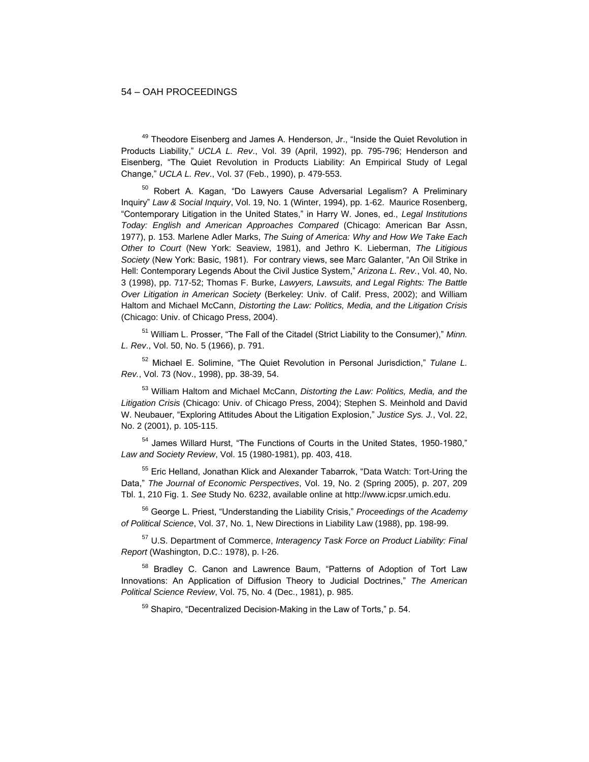[49] Theodore Eisenberg and James A. Henderson, Jr., "Inside the Quiet Revolution in Products Liability," *UCLA L. Rev*., Vol. 39 (April, 1992), pp. 795-796; Henderson and Eisenberg, "The Quiet Revolution in Products Liability: An Empirical Study of Legal Change," *UCLA L. Rev*., Vol. 37 (Feb., 1990), p. 479-553.

[50] Robert A. Kagan, "Do Lawyers Cause Adversarial Legalism? A Preliminary Inquiry" *Law & Social Inquiry*, Vol. 19, No. 1 (Winter, 1994), pp. 1-62. Maurice Rosenberg, "Contemporary Litigation in the United States," in Harry W. Jones, ed., *Legal Institutions Today: English and American Approaches Compared* (Chicago: American Bar Assn, 1977), p. 153. Marlene Adler Marks, *The Suing of America: Why and How We Take Each Other to Court* (New York: Seaview, 1981), and Jethro K. Lieberman, *The Litigious Society* (New York: Basic, 1981). For contrary views, see Marc Galanter, "An Oil Strike in Hell: Contemporary Legends About the Civil Justice System," *Arizona L. Rev.*, Vol. 40, No. 3 (1998), pp. 717-52; Thomas F. Burke, *Lawyers, Lawsuits, and Legal Rights: The Battle Over Litigation in American Society* (Berkeley: Univ. of Calif. Press, 2002); and William Haltom and Michael McCann, *Distorting the Law: Politics, Media, and the Litigation Crisis* (Chicago: Univ. of Chicago Press, 2004).

[51] William L. Prosser, "The Fall of the Citadel (Strict Liability to the Consumer)," *Minn. L. Rev*., Vol. 50, No. 5 (1966), p. 791.

[52] Michael E. Solimine, "The Quiet Revolution in Personal Jurisdiction," *Tulane L. Rev.*, Vol. 73 (Nov., 1998), pp. 38-39, 54.

[53] William Haltom and Michael McCann, *Distorting the Law: Politics, Media, and the Litigation Crisis* (Chicago: Univ. of Chicago Press, 2004); Stephen S. Meinhold and David W. Neubauer, "Exploring Attitudes About the Litigation Explosion," *Justice Sys. J.*, Vol. 22, No. 2 (2001), p. 105-115.

[54] James Willard Hurst, "The Functions of Courts in the United States, 1950-1980," *Law and Society Review*, Vol. 15 (1980-1981), pp. 403, 418.

[55] Eric Helland, Jonathan Klick and Alexander Tabarrok, "Data Watch: Tort-Uring the Data," *The Journal of Economic Perspectives*, Vol. 19, No. 2 (Spring 2005), p. 207, 209 Tbl. 1, 210 Fig. 1. *See* Study No. 6232, available online at http://www.icpsr.umich.edu.

[56] George L. Priest, "Understanding the Liability Crisis," *Proceedings of the Academy of Political Science*, Vol. 37, No. 1, New Directions in Liability Law (1988), pp. 198-99.

[57] U.S. Department of Commerce, *Interagency Task Force on Product Liability: Final Report* (Washington, D.C.: 1978), p. I-26.

[58] Bradley C. Canon and Lawrence Baum, "Patterns of Adoption of Tort Law Innovations: An Application of Diffusion Theory to Judicial Doctrines," *The American Political Science Review*, Vol. 75, No. 4 (Dec., 1981), p. 985.

[59] Shapiro, "Decentralized Decision-Making in the Law of Torts," p. 54.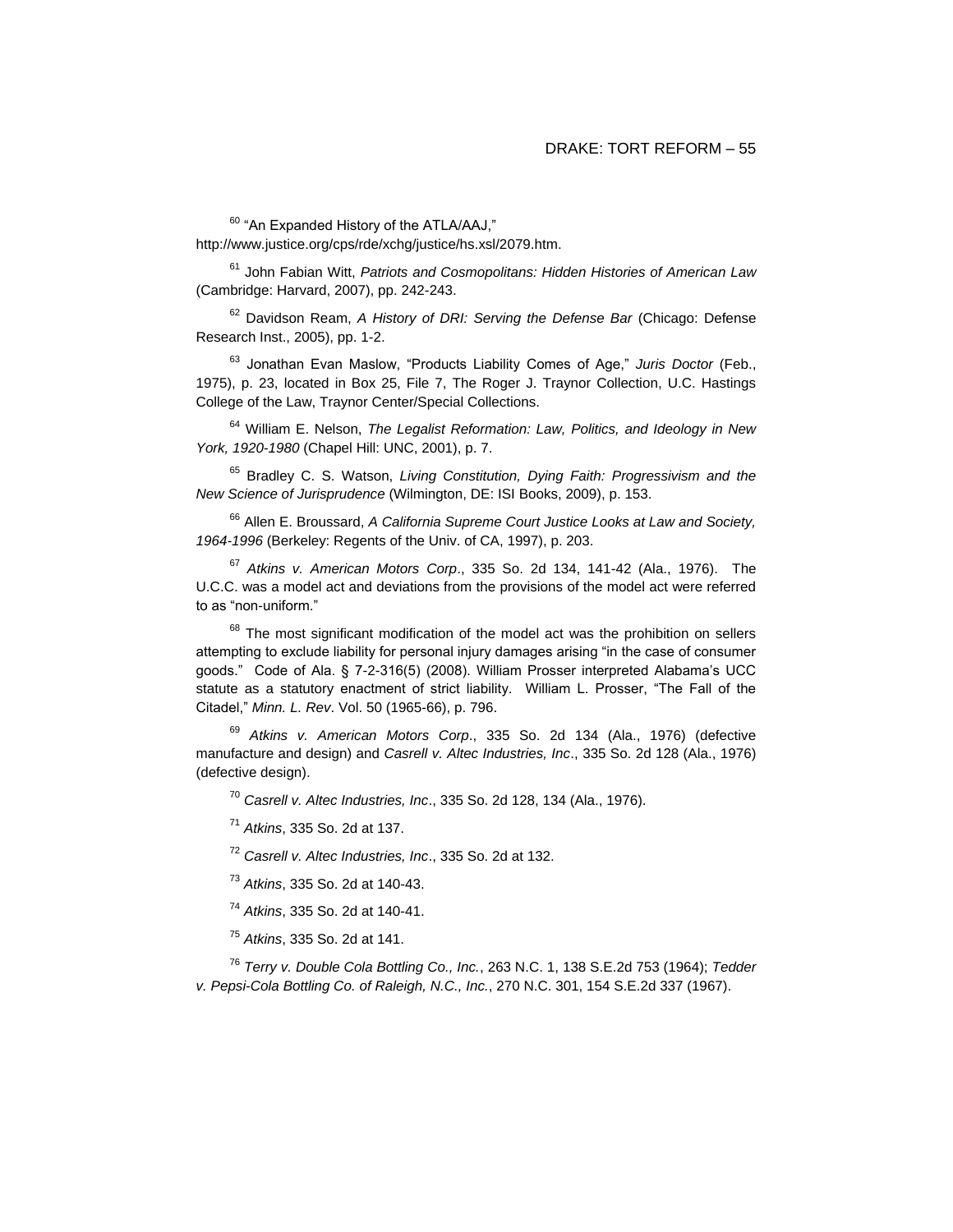[60] "An Expanded History of the ATLA/AAJ," http://www.justice.org/cps/rde/xchg/justice/hs.xsl/2079.htm.

[61] John Fabian Witt, *Patriots and Cosmopolitans: Hidden Histories of American Law* (Cambridge: Harvard, 2007), pp. 242-243.

[62] Davidson Ream, *A History of DRI: Serving the Defense Bar* (Chicago: Defense Research Inst., 2005), pp. 1-2.

[63] Jonathan Evan Maslow, "Products Liability Comes of Age," *Juris Doctor* (Feb., 1975), p. 23, located in Box 25, File 7, The Roger J. Traynor Collection, U.C. Hastings College of the Law, Traynor Center/Special Collections.

[64] William E. Nelson, *The Legalist Reformation: Law, Politics, and Ideology in New York, 1920-1980* (Chapel Hill: UNC, 2001), p. 7.

[65] Bradley C. S. Watson, *Living Constitution, Dying Faith: Progressivism and the New Science of Jurisprudence* (Wilmington, DE: ISI Books, 2009), p. 153.

[66] Allen E. Broussard, *A California Supreme Court Justice Looks at Law and Society, 1964-1996* (Berkeley: Regents of the Univ. of CA, 1997), p. 203.

[67] *Atkins v. American Motors Corp*., 335 So. 2d 134, 141-42 (Ala., 1976). The U.C.C. was a model act and deviations from the provisions of the model act were referred to as "non-uniform."

[68] The most significant modification of the model act was the prohibition on sellers attempting to exclude liability for personal injury damages arising "in the case of consumer goods." Code of Ala. § 7-2-316(5) (2008). William Prosser interpreted Alabama's UCC statute as a statutory enactment of strict liability. William L. Prosser, "The Fall of the Citadel," *Minn. L. Rev*. Vol. 50 (1965-66), p. 796.

[69] *Atkins v. American Motors Corp*., 335 So. 2d 134 (Ala., 1976) (defective manufacture and design) and *Casrell v. Altec Industries, Inc*., 335 So. 2d 128 (Ala., 1976) (defective design).

[70] *Casrell v. Altec Industries, Inc*., 335 So. 2d 128, 134 (Ala., 1976).

[71] *Atkins*, 335 So. 2d at 137.

[72] *Casrell v. Altec Industries, Inc*., 335 So. 2d at 132.

[73] *Atkins*, 335 So. 2d at 140-43.

[74] *Atkins*, 335 So. 2d at 140-41.

[75] *Atkins*, 335 So. 2d at 141.

[76] *Terry v. Double Cola Bottling Co., Inc.*, 263 N.C. 1, 138 S.E.2d 753 (1964); *Tedder v. Pepsi-Cola Bottling Co. of Raleigh, N.C., Inc.*, 270 N.C. 301, 154 S.E.2d 337 (1967).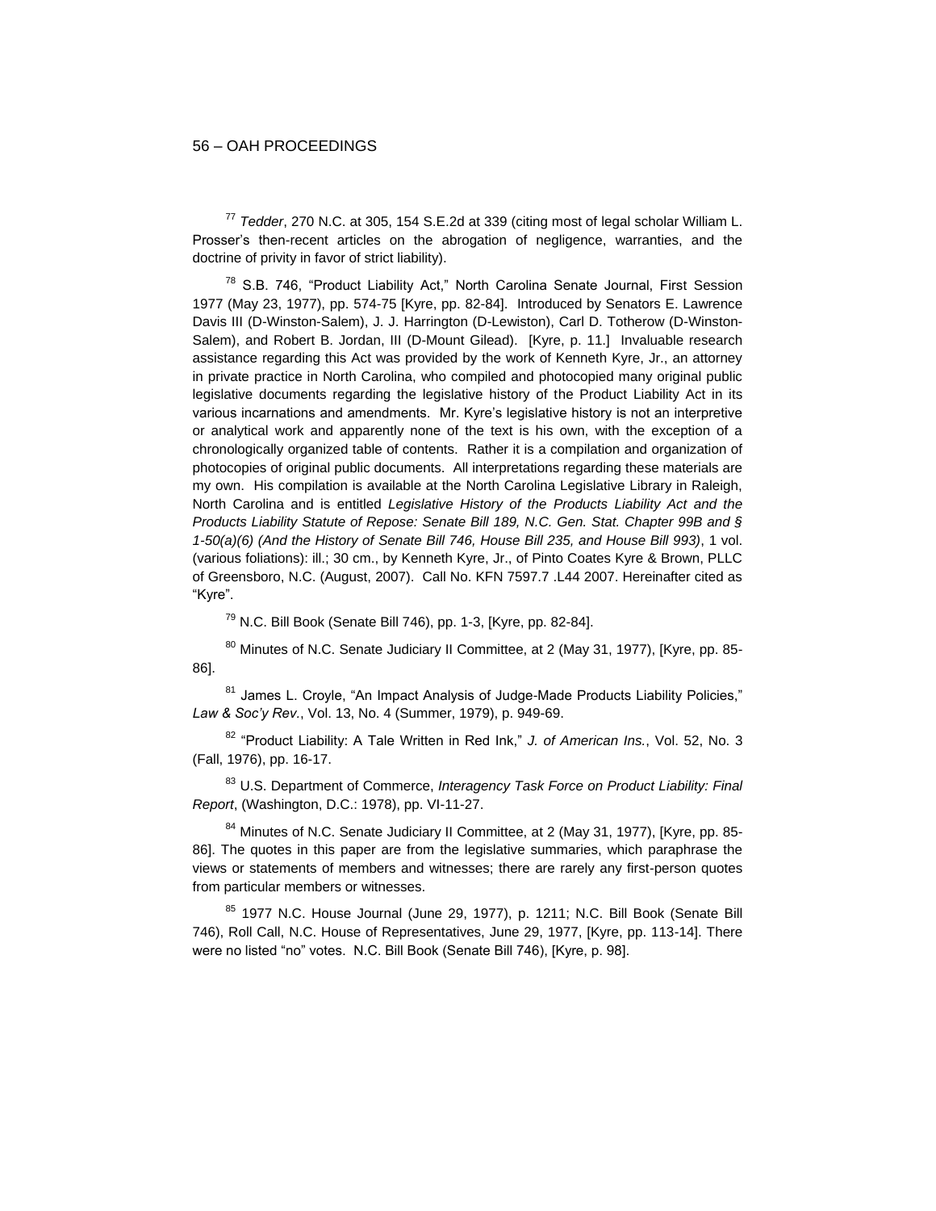[77] *Tedder*, 270 N.C. at 305, 154 S.E.2d at 339 (citing most of legal scholar William L. Prosser's then-recent articles on the abrogation of negligence, warranties, and the doctrine of privity in favor of strict liability).

[78] S.B. 746, "Product Liability Act," North Carolina Senate Journal, First Session 1977 (May 23, 1977), pp. 574-75 [Kyre, pp. 82-84]. Introduced by Senators E. Lawrence Davis III (D-Winston-Salem), J. J. Harrington (D-Lewiston), Carl D. Totherow (D-Winston-Salem), and Robert B. Jordan, III (D-Mount Gilead). [Kyre, p. 11.] Invaluable research assistance regarding this Act was provided by the work of Kenneth Kyre, Jr., an attorney in private practice in North Carolina, who compiled and photocopied many original public legislative documents regarding the legislative history of the Product Liability Act in its various incarnations and amendments. Mr. Kyre's legislative history is not an interpretive or analytical work and apparently none of the text is his own, with the exception of a chronologically organized table of contents. Rather it is a compilation and organization of photocopies of original public documents. All interpretations regarding these materials are my own. His compilation is available at the North Carolina Legislative Library in Raleigh, North Carolina and is entitled *Legislative History of the Products Liability Act and the Products Liability Statute of Repose: Senate Bill 189, N.C. Gen. Stat. Chapter 99B and § 1-50(a)(6) (And the History of Senate Bill 746, House Bill 235, and House Bill 993)*, 1 vol. (various foliations): ill.; 30 cm., by Kenneth Kyre, Jr., of Pinto Coates Kyre & Brown, PLLC of Greensboro, N.C. (August, 2007). Call No. KFN 7597.7 .L44 2007. Hereinafter cited as "Kyre".

[79] N.C. Bill Book (Senate Bill 746), pp. 1-3, [Kyre, pp. 82-84].

[80] Minutes of N.C. Senate Judiciary II Committee, at 2 (May 31, 1977), [Kyre, pp. 85-86].

[81] James L. Croyle, "An Impact Analysis of Judge-Made Products Liability Policies," *Law & Soc'y Rev.*, Vol. 13, No. 4 (Summer, 1979), p. 949-69.

[82] "Product Liability: A Tale Written in Red Ink," *J. of American Ins.*, Vol. 52, No. 3 (Fall, 1976), pp. 16-17.

[83] U.S. Department of Commerce, *Interagency Task Force on Product Liability: Final Report*, (Washington, D.C.: 1978), pp. VI-11-27.

[84] Minutes of N.C. Senate Judiciary II Committee, at 2 (May 31, 1977), [Kyre, pp. 85-86]. The quotes in this paper are from the legislative summaries, which paraphrase the views or statements of members and witnesses; there are rarely any first-person quotes from particular members or witnesses.

[85] 1977 N.C. House Journal (June 29, 1977), p. 1211; N.C. Bill Book (Senate Bill 746), Roll Call, N.C. House of Representatives, June 29, 1977, [Kyre, pp. 113-14]. There were no listed "no" votes. N.C. Bill Book (Senate Bill 746), [Kyre, p. 98].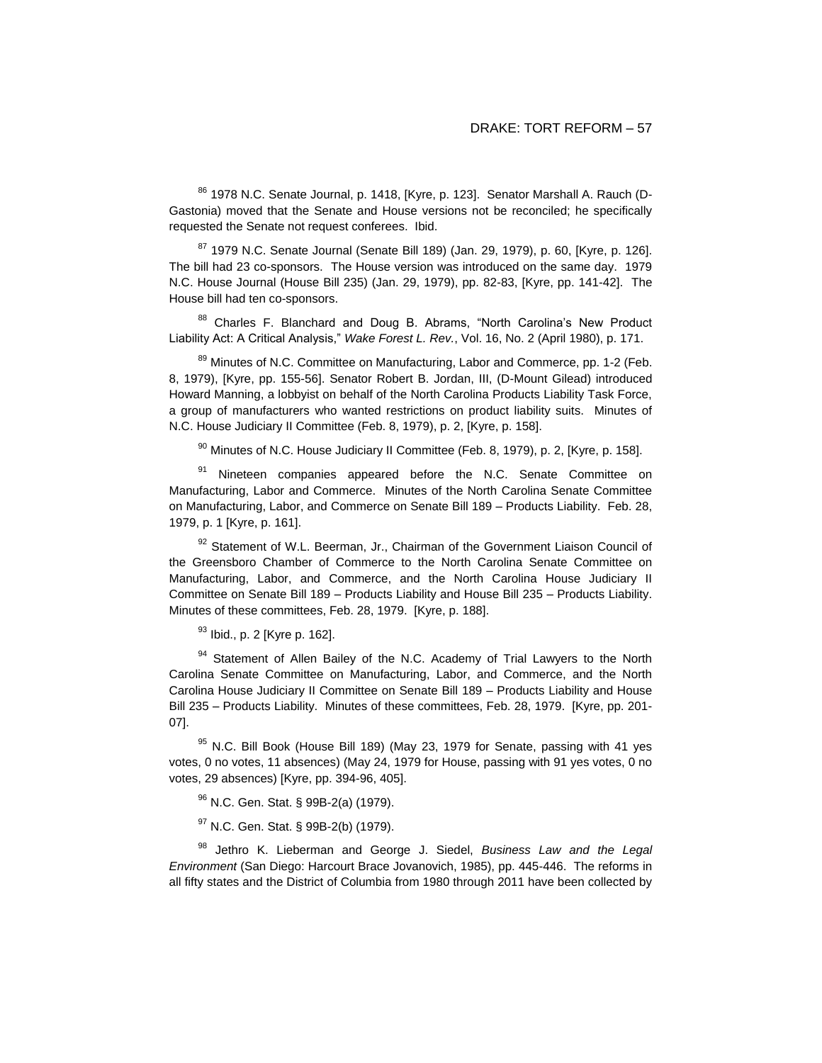[86] 1978 N.C. Senate Journal, p. 1418, [Kyre, p. 123]. Senator Marshall A. Rauch (D-Gastonia) moved that the Senate and House versions not be reconciled; he specifically requested the Senate not request conferees. Ibid.

[87] 1979 N.C. Senate Journal (Senate Bill 189) (Jan. 29, 1979), p. 60, [Kyre, p. 126]. The bill had 23 co-sponsors. The House version was introduced on the same day. 1979 N.C. House Journal (House Bill 235) (Jan. 29, 1979), pp. 82-83, [Kyre, pp. 141-42]. The House bill had ten co-sponsors.

[88] Charles F. Blanchard and Doug B. Abrams, "North Carolina's New Product Liability Act: A Critical Analysis," *Wake Forest L. Rev.*, Vol. 16, No. 2 (April 1980), p. 171.

[89] Minutes of N.C. Committee on Manufacturing, Labor and Commerce, pp. 1-2 (Feb. 8, 1979), [Kyre, pp. 155-56]. Senator Robert B. Jordan, III, (D-Mount Gilead) introduced Howard Manning, a lobbyist on behalf of the North Carolina Products Liability Task Force, a group of manufacturers who wanted restrictions on product liability suits. Minutes of N.C. House Judiciary II Committee (Feb. 8, 1979), p. 2, [Kyre, p. 158].

[90] Minutes of N.C. House Judiciary II Committee (Feb. 8, 1979), p. 2, [Kyre, p. 158].

[91] Nineteen companies appeared before the N.C. Senate Committee on Manufacturing, Labor and Commerce. Minutes of the North Carolina Senate Committee on Manufacturing, Labor, and Commerce on Senate Bill 189 – Products Liability. Feb. 28, 1979, p. 1 [Kyre, p. 161].

[92] Statement of W.L. Beerman, Jr., Chairman of the Government Liaison Council of the Greensboro Chamber of Commerce to the North Carolina Senate Committee on Manufacturing, Labor, and Commerce, and the North Carolina House Judiciary II Committee on Senate Bill 189 – Products Liability and House Bill 235 – Products Liability. Minutes of these committees, Feb. 28, 1979. [Kyre, p. 188].

[93] Ibid., p. 2 [Kyre p. 162].

[94] Statement of Allen Bailey of the N.C. Academy of Trial Lawyers to the North Carolina Senate Committee on Manufacturing, Labor, and Commerce, and the North Carolina House Judiciary II Committee on Senate Bill 189 – Products Liability and House Bill 235 – Products Liability. Minutes of these committees, Feb. 28, 1979. [Kyre, pp. 201-07].

[95] N.C. Bill Book (House Bill 189) (May 23, 1979 for Senate, passing with 41 yes votes, 0 no votes, 11 absences) (May 24, 1979 for House, passing with 91 yes votes, 0 no votes, 29 absences) [Kyre, pp. 394-96, 405].

[96] N.C. Gen. Stat. § 99B-2(a) (1979).

[97] N.C. Gen. Stat. § 99B-2(b) (1979).

[98] Jethro K. Lieberman and George J. Siedel, *Business Law and the Legal Environment* (San Diego: Harcourt Brace Jovanovich, 1985), pp. 445-446. The reforms in all fifty states and the District of Columbia from 1980 through 2011 have been collected by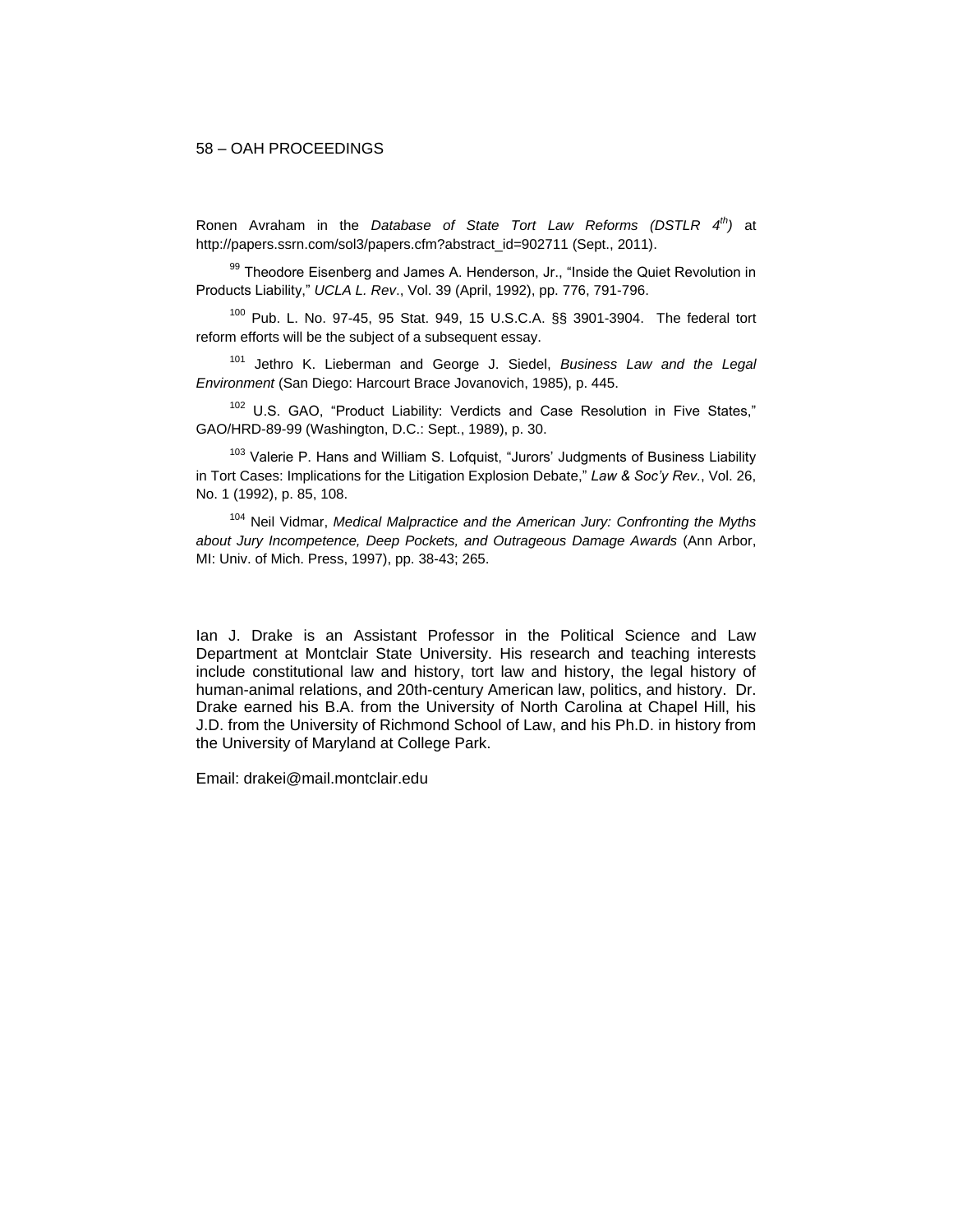Ronen Avraham in the *Database of State Tort Law Reforms (DSTLR $4^{th}$)* at http://papers.ssrn.com/sol3/papers.cfm?abstract_id=902711 (Sept., 2011).

[99] Theodore Eisenberg and James A. Henderson, Jr., "Inside the Quiet Revolution in Products Liability," *UCLA L. Rev*., Vol. 39 (April, 1992), pp. 776, 791-796.

[100] Pub. L. No. 97-45, 95 Stat. 949, 15 U.S.C.A. §§ 3901-3904. The federal tort reform efforts will be the subject of a subsequent essay.

[101] Jethro K. Lieberman and George J. Siedel, *Business Law and the Legal Environment* (San Diego: Harcourt Brace Jovanovich, 1985), p. 445.

[102] U.S. GAO, "Product Liability: Verdicts and Case Resolution in Five States," GAO/HRD-89-99 (Washington, D.C.: Sept., 1989), p. 30.

[103] Valerie P. Hans and William S. Lofquist, "Jurors' Judgments of Business Liability in Tort Cases: Implications for the Litigation Explosion Debate," *Law & Soc'y Rev.*, Vol. 26, No. 1 (1992), p. 85, 108.

[104] Neil Vidmar, *Medical Malpractice and the American Jury: Confronting the Myths about Jury Incompetence, Deep Pockets, and Outrageous Damage Awards* (Ann Arbor, MI: Univ. of Mich. Press, 1997), pp. 38-43; 265.

Ian J. Drake is an Assistant Professor in the Political Science and Law Department at Montclair State University. His research and teaching interests include constitutional law and history, tort law and history, the legal history of human-animal relations, and 20th-century American law, politics, and history. Dr. Drake earned his B.A. from the University of North Carolina at Chapel Hill, his J.D. from the University of Richmond School of Law, and his Ph.D. in history from the University of Maryland at College Park.

Email: drakei@mail.montclair.edu